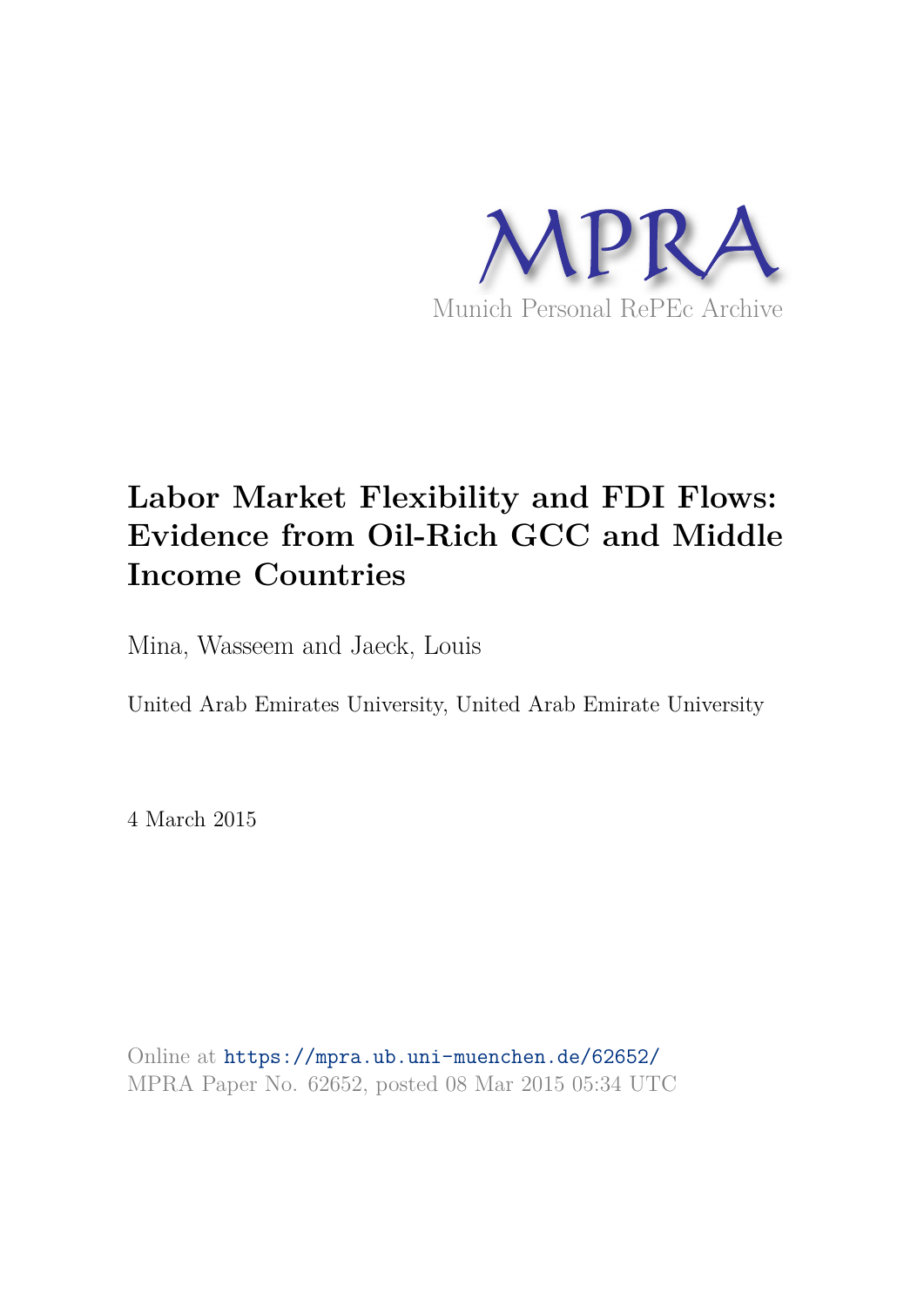MPRA

Munich Personal RePEc Archive

# Labor Market Flexibility and FDI Flows: Evidence from Oil-Rich GCC and Middle Income Countries

Mina, Wasseem and Jaeck, Louis

United Arab Emirates University, United Arab Emirate University

4 March 2015

Online at https://mpra.ub.uni-muenchen.de/62652/
MPRA Paper No. 62652, posted 08 Mar 2015 05:34 UTC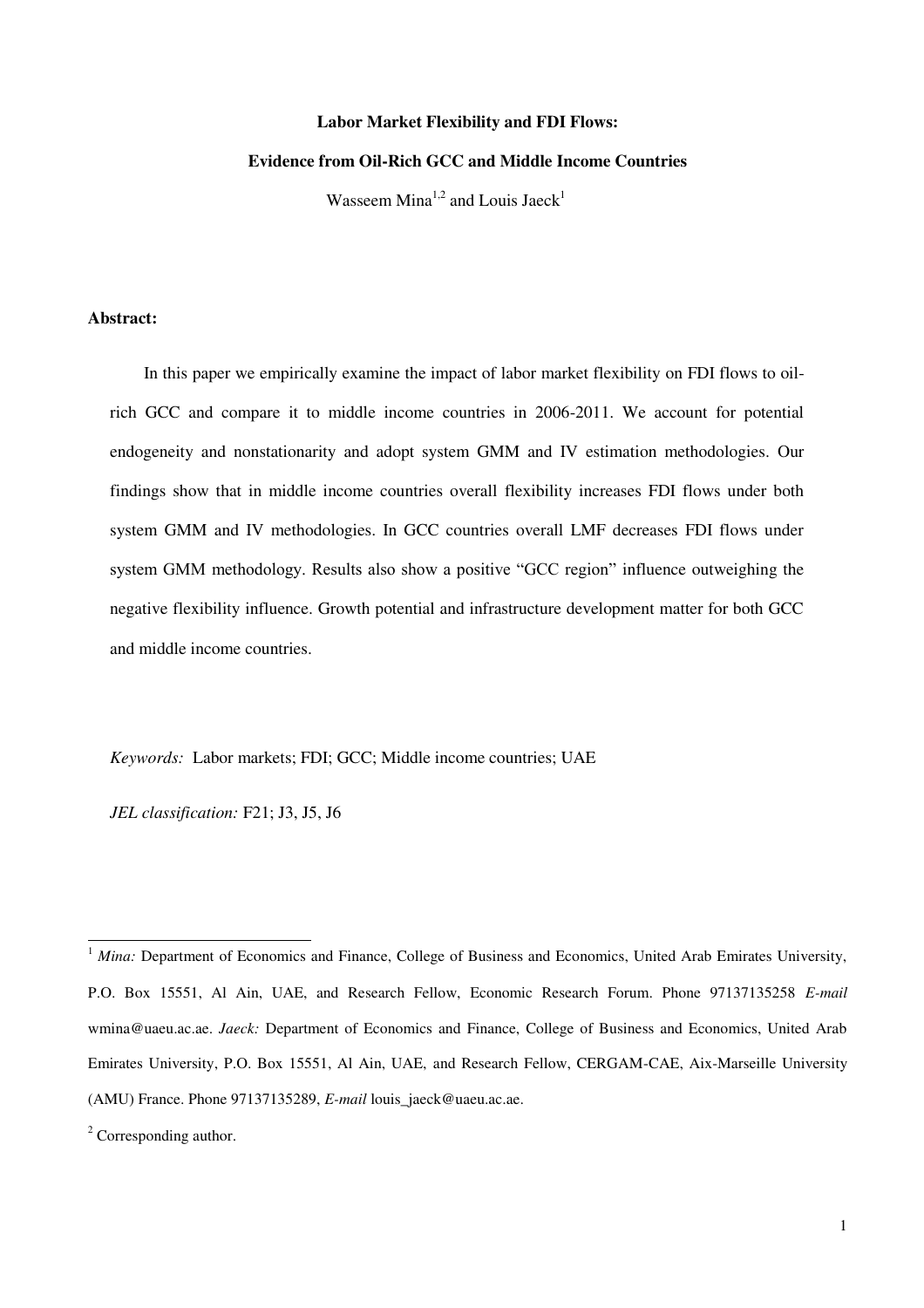**Labor Market Flexibility and FDI Flows:**

**Evidence from Oil-Rich GCC and Middle Income Countries**

Wasseem Mina[1,2] and Louis Jaeck[1]

**Abstract:**

In this paper we empirically examine the impact of labor market flexibility on FDI flows to oil-rich GCC and compare it to middle income countries in 2006-2011. We account for potential endogeneity and nonstationarity and adopt system GMM and IV estimation methodologies. Our findings show that in middle income countries overall flexibility increases FDI flows under both system GMM and IV methodologies. In GCC countries overall LMF decreases FDI flows under system GMM methodology. Results also show a positive "GCC region" influence outweighing the negative flexibility influence. Growth potential and infrastructure development matter for both GCC and middle income countries.

*Keywords:* Labor markets; FDI; GCC; Middle income countries; UAE

*JEL classification:* F21; J3, J5, J6

---

[1] *Mina:* Department of Economics and Finance, College of Business and Economics, United Arab Emirates University, P.O. Box 15551, Al Ain, UAE, and Research Fellow, Economic Research Forum. Phone 97137135258 *E-mail* wmina@uaeu.ac.ae. *Jaeck:* Department of Economics and Finance, College of Business and Economics, United Arab Emirates University, P.O. Box 15551, Al Ain, UAE, and Research Fellow, CERGAM-CAE, Aix-Marseille University (AMU) France. Phone 97137135289, *E-mail* louis_jaeck@uaeu.ac.ae.

[2] Corresponding author.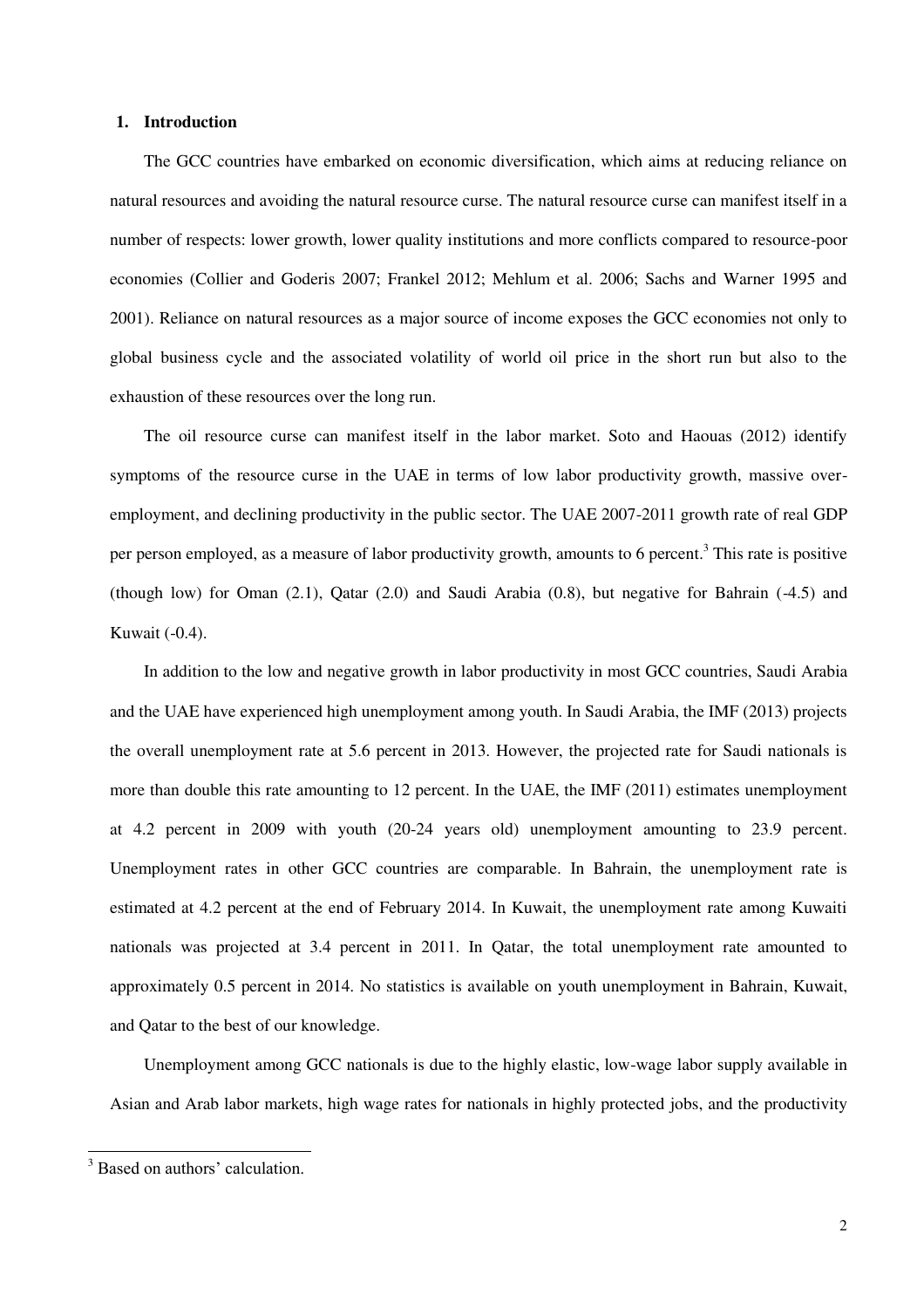## 1. Introduction

The GCC countries have embarked on economic diversification, which aims at reducing reliance on natural resources and avoiding the natural resource curse. The natural resource curse can manifest itself in a number of respects: lower growth, lower quality institutions and more conflicts compared to resource-poor economies (Collier and Goderis 2007; Frankel 2012; Mehlum et al. 2006; Sachs and Warner 1995 and 2001). Reliance on natural resources as a major source of income exposes the GCC economies not only to global business cycle and the associated volatility of world oil price in the short run but also to the exhaustion of these resources over the long run.

The oil resource curse can manifest itself in the labor market. Soto and Haouas (2012) identify symptoms of the resource curse in the UAE in terms of low labor productivity growth, massive over-employment, and declining productivity in the public sector. The UAE 2007-2011 growth rate of real GDP per person employed, as a measure of labor productivity growth, amounts to 6 percent.[3] This rate is positive (though low) for Oman (2.1), Qatar (2.0) and Saudi Arabia (0.8), but negative for Bahrain (-4.5) and Kuwait (-0.4).

In addition to the low and negative growth in labor productivity in most GCC countries, Saudi Arabia and the UAE have experienced high unemployment among youth. In Saudi Arabia, the IMF (2013) projects the overall unemployment rate at 5.6 percent in 2013. However, the projected rate for Saudi nationals is more than double this rate amounting to 12 percent. In the UAE, the IMF (2011) estimates unemployment at 4.2 percent in 2009 with youth (20-24 years old) unemployment amounting to 23.9 percent. Unemployment rates in other GCC countries are comparable. In Bahrain, the unemployment rate is estimated at 4.2 percent at the end of February 2014. In Kuwait, the unemployment rate among Kuwaiti nationals was projected at 3.4 percent in 2011. In Qatar, the total unemployment rate amounted to approximately 0.5 percent in 2014. No statistics is available on youth unemployment in Bahrain, Kuwait, and Qatar to the best of our knowledge.

Unemployment among GCC nationals is due to the highly elastic, low-wage labor supply available in Asian and Arab labor markets, high wage rates for nationals in highly protected jobs, and the productivity

[3] Based on authors' calculation.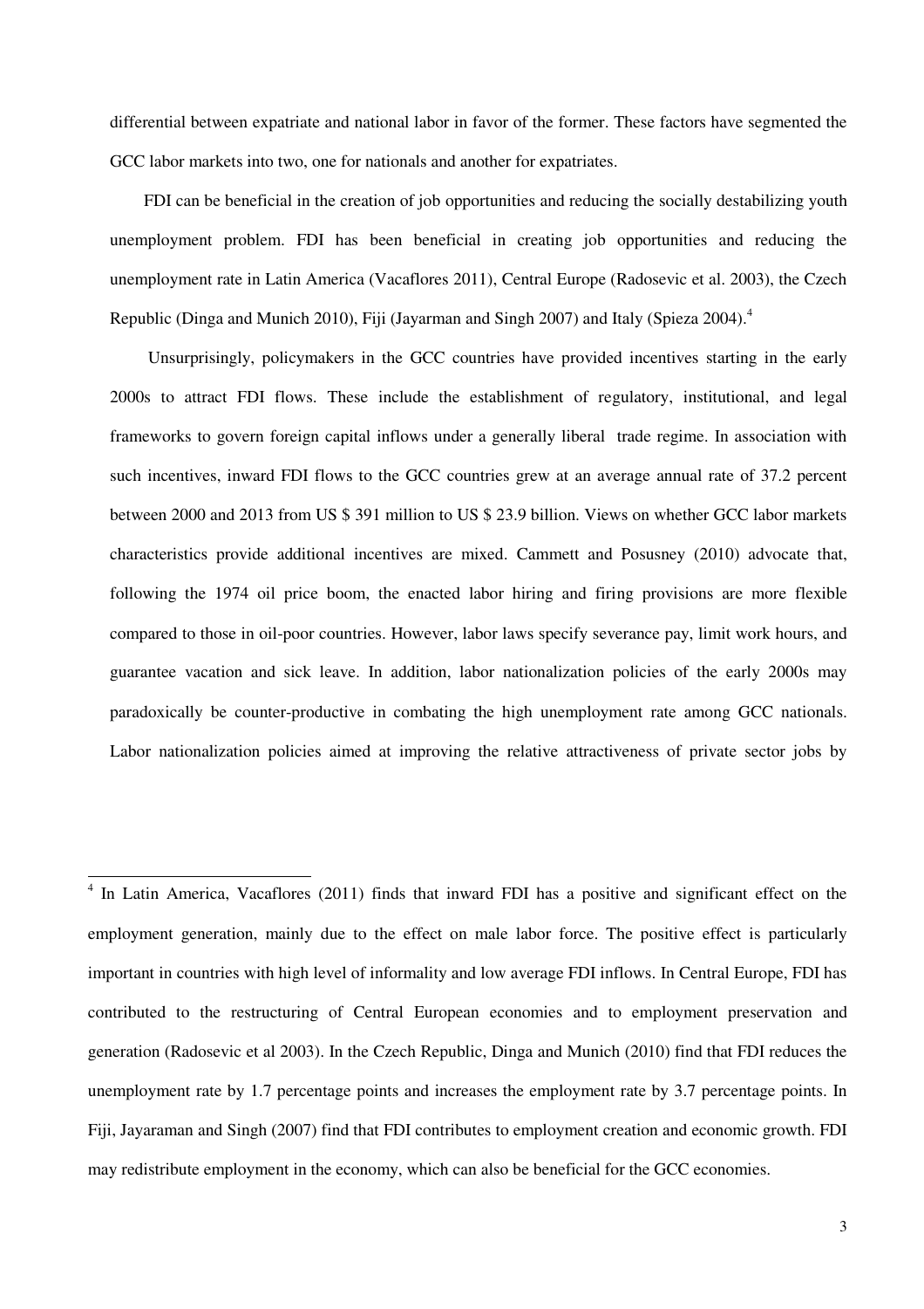differential between expatriate and national labor in favor of the former. These factors have segmented the GCC labor markets into two, one for nationals and another for expatriates.

FDI can be beneficial in the creation of job opportunities and reducing the socially destabilizing youth unemployment problem. FDI has been beneficial in creating job opportunities and reducing the unemployment rate in Latin America (Vacaflores 2011), Central Europe (Radosevic et al. 2003), the Czech Republic (Dinga and Munich 2010), Fiji (Jayarman and Singh 2007) and Italy (Spieza 2004).[4]

Unsurprisingly, policymakers in the GCC countries have provided incentives starting in the early 2000s to attract FDI flows. These include the establishment of regulatory, institutional, and legal frameworks to govern foreign capital inflows under a generally liberal trade regime. In association with such incentives, inward FDI flows to the GCC countries grew at an average annual rate of 37.2 percent between 2000 and 2013 from US $ 391 million to US $ 23.9 billion. Views on whether GCC labor markets characteristics provide additional incentives are mixed. Cammett and Posusney (2010) advocate that, following the 1974 oil price boom, the enacted labor hiring and firing provisions are more flexible compared to those in oil-poor countries. However, labor laws specify severance pay, limit work hours, and guarantee vacation and sick leave. In addition, labor nationalization policies of the early 2000s may paradoxically be counter-productive in combating the high unemployment rate among GCC nationals. Labor nationalization policies aimed at improving the relative attractiveness of private sector jobs by

[4] In Latin America, Vacaflores (2011) finds that inward FDI has a positive and significant effect on the employment generation, mainly due to the effect on male labor force. The positive effect is particularly important in countries with high level of informality and low average FDI inflows. In Central Europe, FDI has contributed to the restructuring of Central European economies and to employment preservation and generation (Radosevic et al 2003). In the Czech Republic, Dinga and Munich (2010) find that FDI reduces the unemployment rate by 1.7 percentage points and increases the employment rate by 3.7 percentage points. In Fiji, Jayaraman and Singh (2007) find that FDI contributes to employment creation and economic growth. FDI may redistribute employment in the economy, which can also be beneficial for the GCC economies.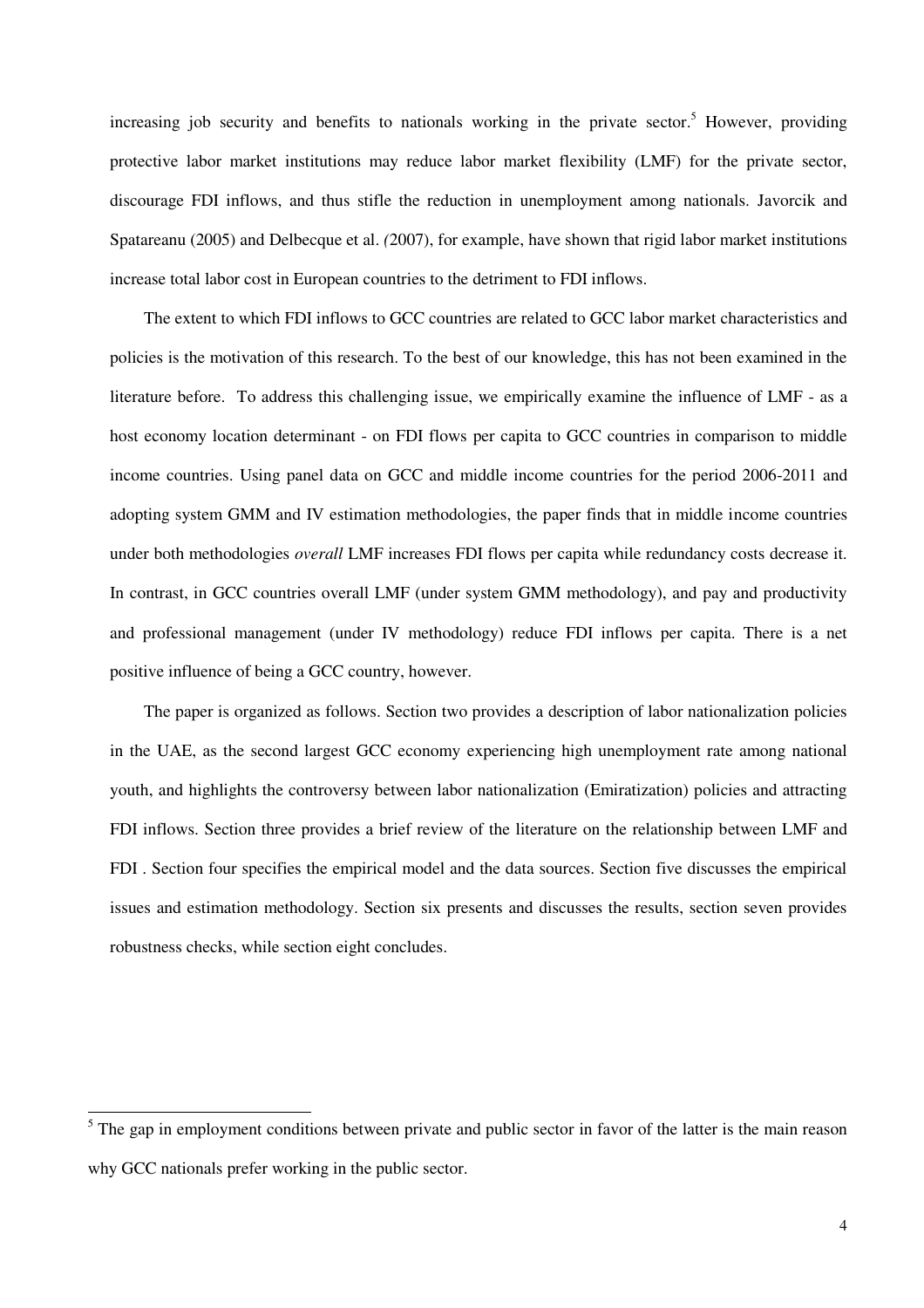increasing job security and benefits to nationals working in the private sector.[5] However, providing protective labor market institutions may reduce labor market flexibility (LMF) for the private sector, discourage FDI inflows, and thus stifle the reduction in unemployment among nationals. Javorcik and Spatareanu (2005) and Delbecque et al. *(*2007), for example, have shown that rigid labor market institutions increase total labor cost in European countries to the detriment to FDI inflows.

The extent to which FDI inflows to GCC countries are related to GCC labor market characteristics and policies is the motivation of this research. To the best of our knowledge, this has not been examined in the literature before. To address this challenging issue, we empirically examine the influence of LMF - as a host economy location determinant - on FDI flows per capita to GCC countries in comparison to middle income countries. Using panel data on GCC and middle income countries for the period 2006-2011 and adopting system GMM and IV estimation methodologies, the paper finds that in middle income countries under both methodologies *overall* LMF increases FDI flows per capita while redundancy costs decrease it. In contrast, in GCC countries overall LMF (under system GMM methodology), and pay and productivity and professional management (under IV methodology) reduce FDI inflows per capita. There is a net positive influence of being a GCC country, however.

The paper is organized as follows. Section two provides a description of labor nationalization policies in the UAE, as the second largest GCC economy experiencing high unemployment rate among national youth, and highlights the controversy between labor nationalization (Emiratization) policies and attracting FDI inflows. Section three provides a brief review of the literature on the relationship between LMF and FDI . Section four specifies the empirical model and the data sources. Section five discusses the empirical issues and estimation methodology. Section six presents and discusses the results, section seven provides robustness checks, while section eight concludes.

---

[5] The gap in employment conditions between private and public sector in favor of the latter is the main reason why GCC nationals prefer working in the public sector.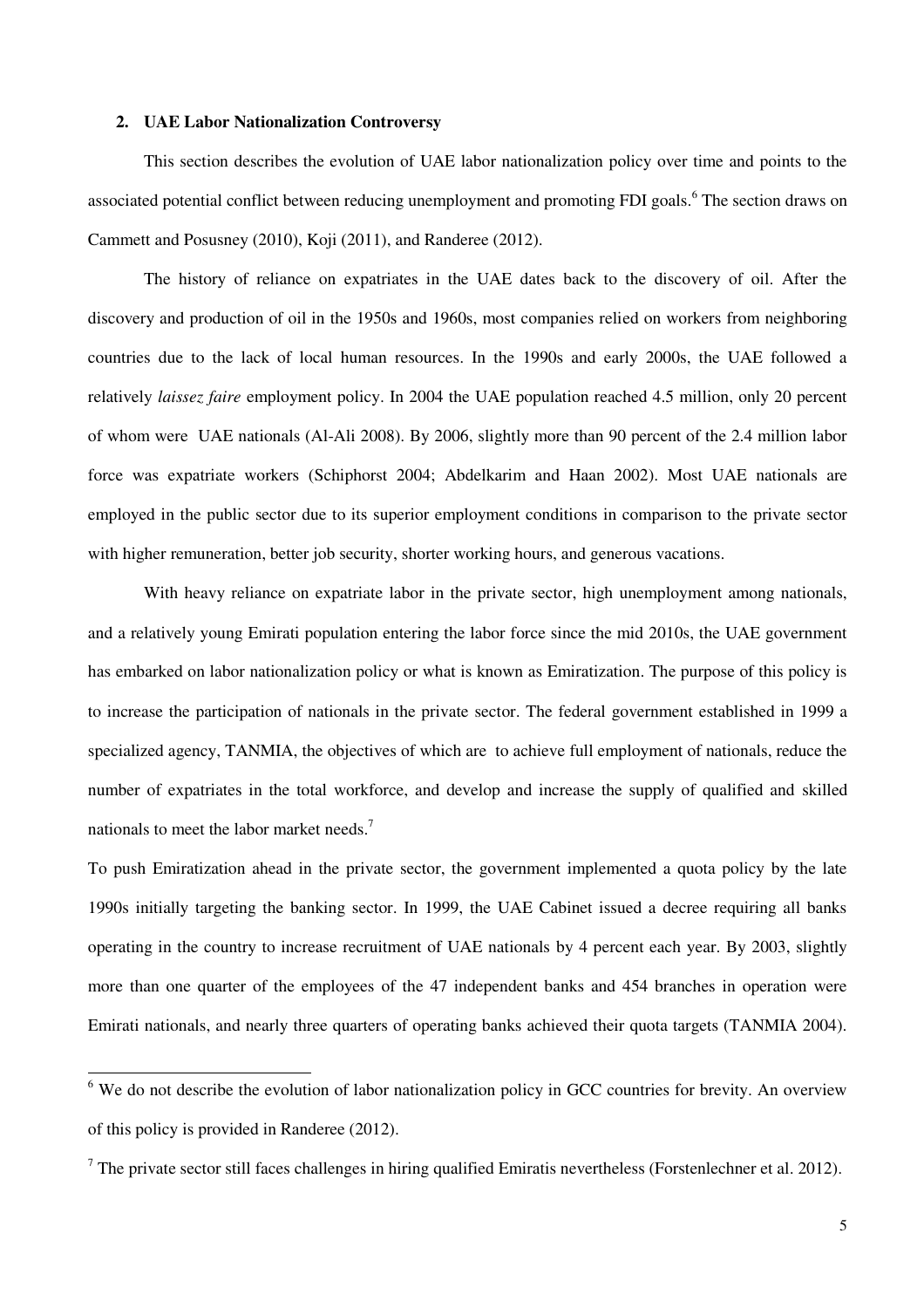## 2. UAE Labor Nationalization Controversy

This section describes the evolution of UAE labor nationalization policy over time and points to the associated potential conflict between reducing unemployment and promoting FDI goals.[6] The section draws on Cammett and Posusney (2010), Koji (2011), and Randeree (2012).

The history of reliance on expatriates in the UAE dates back to the discovery of oil. After the discovery and production of oil in the 1950s and 1960s, most companies relied on workers from neighboring countries due to the lack of local human resources. In the 1990s and early 2000s, the UAE followed a relatively *laissez faire* employment policy. In 2004 the UAE population reached 4.5 million, only 20 percent of whom were UAE nationals (Al-Ali 2008). By 2006, slightly more than 90 percent of the 2.4 million labor force was expatriate workers (Schiphorst 2004; Abdelkarim and Haan 2002). Most UAE nationals are employed in the public sector due to its superior employment conditions in comparison to the private sector with higher remuneration, better job security, shorter working hours, and generous vacations.

With heavy reliance on expatriate labor in the private sector, high unemployment among nationals, and a relatively young Emirati population entering the labor force since the mid 2010s, the UAE government has embarked on labor nationalization policy or what is known as Emiratization. The purpose of this policy is to increase the participation of nationals in the private sector. The federal government established in 1999 a specialized agency, TANMIA, the objectives of which are to achieve full employment of nationals, reduce the number of expatriates in the total workforce, and develop and increase the supply of qualified and skilled nationals to meet the labor market needs.[7]

To push Emiratization ahead in the private sector, the government implemented a quota policy by the late 1990s initially targeting the banking sector. In 1999, the UAE Cabinet issued a decree requiring all banks operating in the country to increase recruitment of UAE nationals by 4 percent each year. By 2003, slightly more than one quarter of the employees of the 47 independent banks and 454 branches in operation were Emirati nationals, and nearly three quarters of operating banks achieved their quota targets (TANMIA 2004).

---

[6] We do not describe the evolution of labor nationalization policy in GCC countries for brevity. An overview of this policy is provided in Randeree (2012).

[7] The private sector still faces challenges in hiring qualified Emiratis nevertheless (Forstenlechner et al. 2012).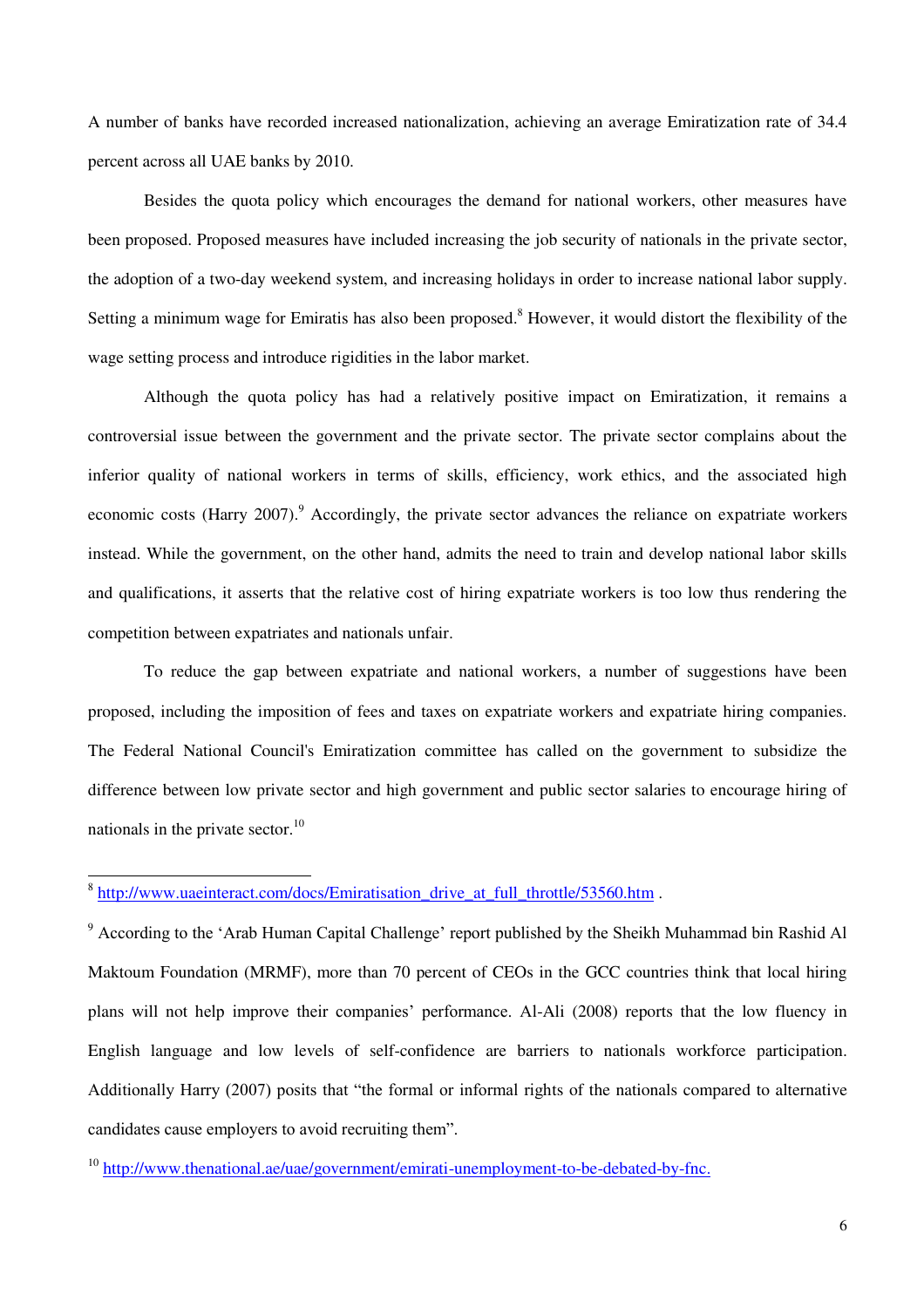A number of banks have recorded increased nationalization, achieving an average Emiratization rate of 34.4 percent across all UAE banks by 2010.

Besides the quota policy which encourages the demand for national workers, other measures have been proposed. Proposed measures have included increasing the job security of nationals in the private sector, the adoption of a two-day weekend system, and increasing holidays in order to increase national labor supply. Setting a minimum wage for Emiratis has also been proposed.[8] However, it would distort the flexibility of the wage setting process and introduce rigidities in the labor market.

Although the quota policy has had a relatively positive impact on Emiratization, it remains a controversial issue between the government and the private sector. The private sector complains about the inferior quality of national workers in terms of skills, efficiency, work ethics, and the associated high economic costs (Harry 2007).[9] Accordingly, the private sector advances the reliance on expatriate workers instead. While the government, on the other hand, admits the need to train and develop national labor skills and qualifications, it asserts that the relative cost of hiring expatriate workers is too low thus rendering the competition between expatriates and nationals unfair.

To reduce the gap between expatriate and national workers, a number of suggestions have been proposed, including the imposition of fees and taxes on expatriate workers and expatriate hiring companies. The Federal National Council's Emiratization committee has called on the government to subsidize the difference between low private sector and high government and public sector salaries to encourage hiring of nationals in the private sector.[10]

---

[8] http://www.uaeinteract.com/docs/Emiratisation_drive_at_full_throttle/53560.htm .

[9] According to the 'Arab Human Capital Challenge' report published by the Sheikh Muhammad bin Rashid Al Maktoum Foundation (MRMF), more than 70 percent of CEOs in the GCC countries think that local hiring plans will not help improve their companies' performance. Al-Ali (2008) reports that the low fluency in English language and low levels of self-confidence are barriers to nationals workforce participation. Additionally Harry (2007) posits that "the formal or informal rights of the nationals compared to alternative candidates cause employers to avoid recruiting them".

[10] http://www.thenational.ae/uae/government/emirati-unemployment-to-be-debated-by-fnc.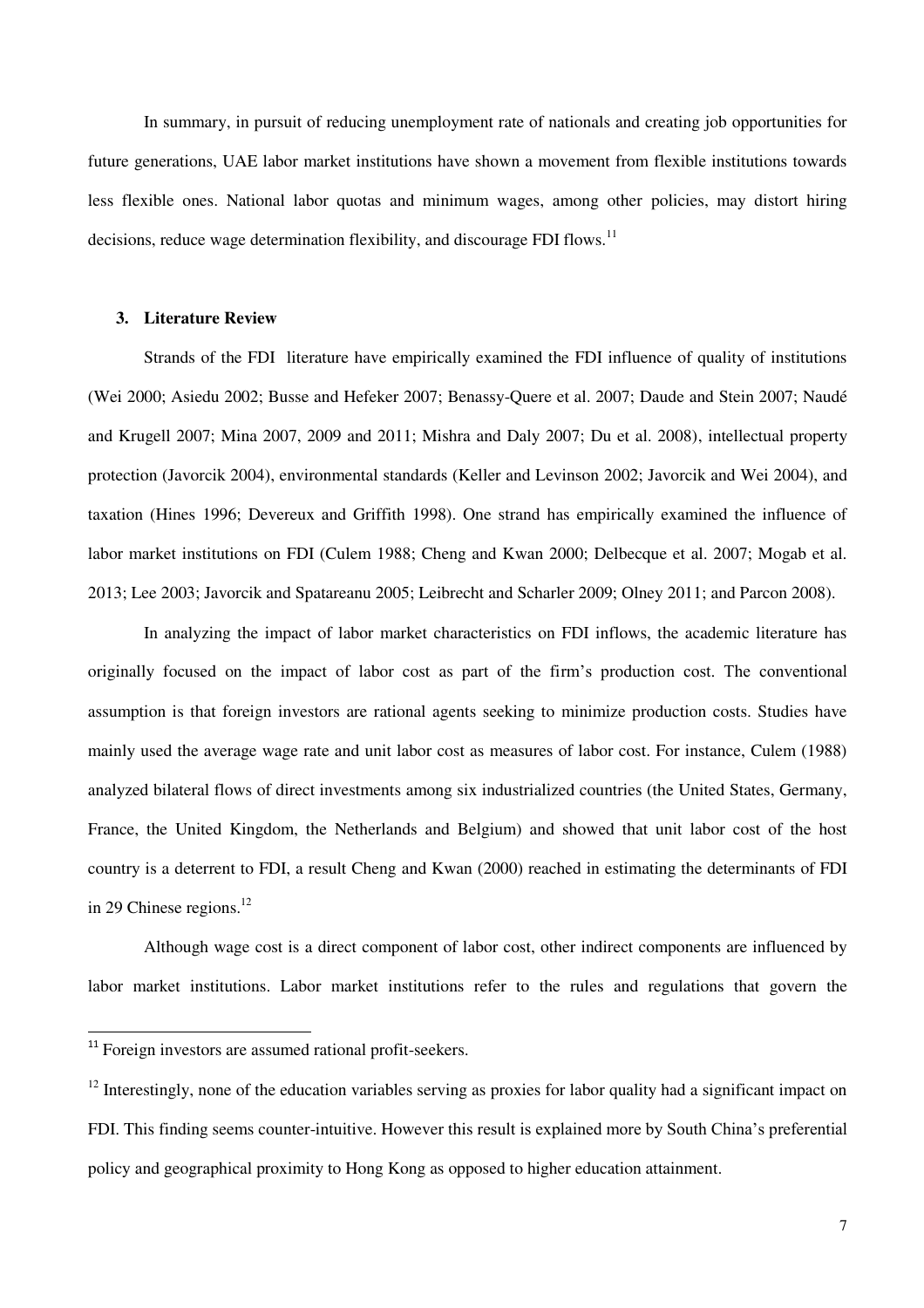In summary, in pursuit of reducing unemployment rate of nationals and creating job opportunities for future generations, UAE labor market institutions have shown a movement from flexible institutions towards less flexible ones. National labor quotas and minimum wages, among other policies, may distort hiring decisions, reduce wage determination flexibility, and discourage FDI flows.[11]

### 3. Literature Review

Strands of the FDI literature have empirically examined the FDI influence of quality of institutions (Wei 2000; Asiedu 2002; Busse and Hefeker 2007; Benassy-Quere et al. 2007; Daude and Stein 2007; Naudé and Krugell 2007; Mina 2007, 2009 and 2011; Mishra and Daly 2007; Du et al. 2008), intellectual property protection (Javorcik 2004), environmental standards (Keller and Levinson 2002; Javorcik and Wei 2004), and taxation (Hines 1996; Devereux and Griffith 1998). One strand has empirically examined the influence of labor market institutions on FDI (Culem 1988; Cheng and Kwan 2000; Delbecque et al. 2007; Mogab et al. 2013; Lee 2003; Javorcik and Spatareanu 2005; Leibrecht and Scharler 2009; Olney 2011; and Parcon 2008).

In analyzing the impact of labor market characteristics on FDI inflows, the academic literature has originally focused on the impact of labor cost as part of the firm's production cost. The conventional assumption is that foreign investors are rational agents seeking to minimize production costs. Studies have mainly used the average wage rate and unit labor cost as measures of labor cost. For instance, Culem (1988) analyzed bilateral flows of direct investments among six industrialized countries (the United States, Germany, France, the United Kingdom, the Netherlands and Belgium) and showed that unit labor cost of the host country is a deterrent to FDI, a result Cheng and Kwan (2000) reached in estimating the determinants of FDI in 29 Chinese regions.[12]

Although wage cost is a direct component of labor cost, other indirect components are influenced by labor market institutions. Labor market institutions refer to the rules and regulations that govern the

---

[11] Foreign investors are assumed rational profit-seekers.

[12] Interestingly, none of the education variables serving as proxies for labor quality had a significant impact on FDI. This finding seems counter-intuitive. However this result is explained more by South China's preferential policy and geographical proximity to Hong Kong as opposed to higher education attainment.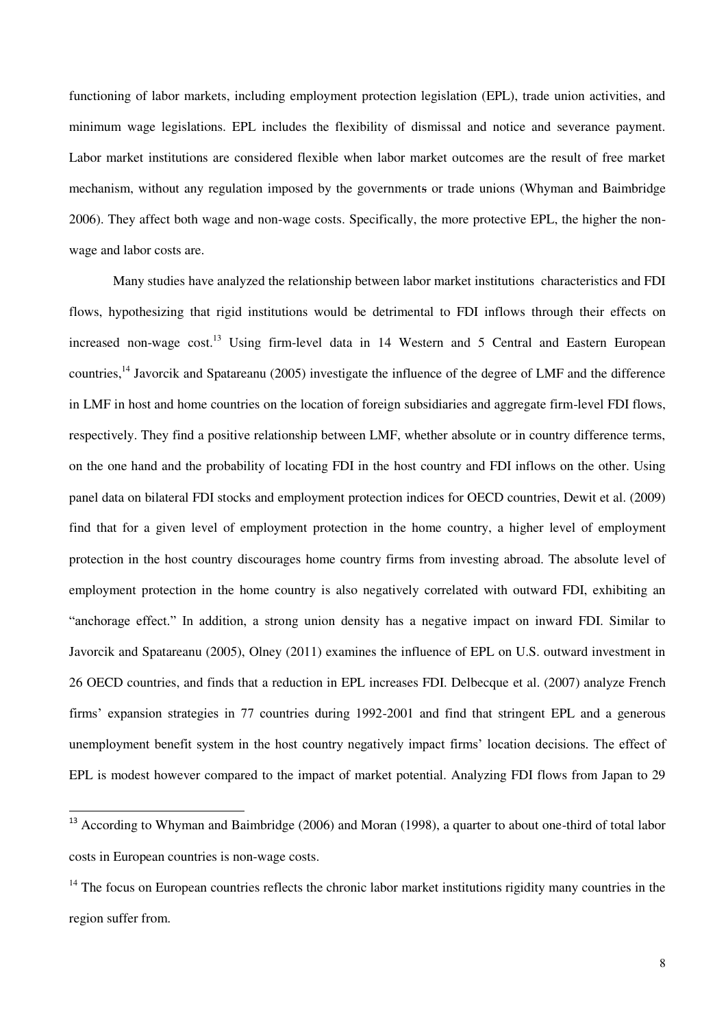functioning of labor markets, including employment protection legislation (EPL), trade union activities, and minimum wage legislations. EPL includes the flexibility of dismissal and notice and severance payment. Labor market institutions are considered flexible when labor market outcomes are the result of free market mechanism, without any regulation imposed by the governments or trade unions (Whyman and Baimbridge 2006). They affect both wage and non-wage costs. Specifically, the more protective EPL, the higher the non-wage and labor costs are.

Many studies have analyzed the relationship between labor market institutions characteristics and FDI flows, hypothesizing that rigid institutions would be detrimental to FDI inflows through their effects on increased non-wage cost.[13] Using firm-level data in 14 Western and 5 Central and Eastern European countries,[14] Javorcik and Spatareanu (2005) investigate the influence of the degree of LMF and the difference in LMF in host and home countries on the location of foreign subsidiaries and aggregate firm-level FDI flows, respectively. They find a positive relationship between LMF, whether absolute or in country difference terms, on the one hand and the probability of locating FDI in the host country and FDI inflows on the other. Using panel data on bilateral FDI stocks and employment protection indices for OECD countries, Dewit et al. (2009) find that for a given level of employment protection in the home country, a higher level of employment protection in the host country discourages home country firms from investing abroad. The absolute level of employment protection in the home country is also negatively correlated with outward FDI, exhibiting an "anchorage effect." In addition, a strong union density has a negative impact on inward FDI. Similar to Javorcik and Spatareanu (2005), Olney (2011) examines the influence of EPL on U.S. outward investment in 26 OECD countries, and finds that a reduction in EPL increases FDI. Delbecque et al. (2007) analyze French firms' expansion strategies in 77 countries during 1992-2001 and find that stringent EPL and a generous unemployment benefit system in the host country negatively impact firms' location decisions. The effect of EPL is modest however compared to the impact of market potential. Analyzing FDI flows from Japan to 29

---

[13] According to Whyman and Baimbridge (2006) and Moran (1998), a quarter to about one-third of total labor costs in European countries is non-wage costs.

[14] The focus on European countries reflects the chronic labor market institutions rigidity many countries in the region suffer from.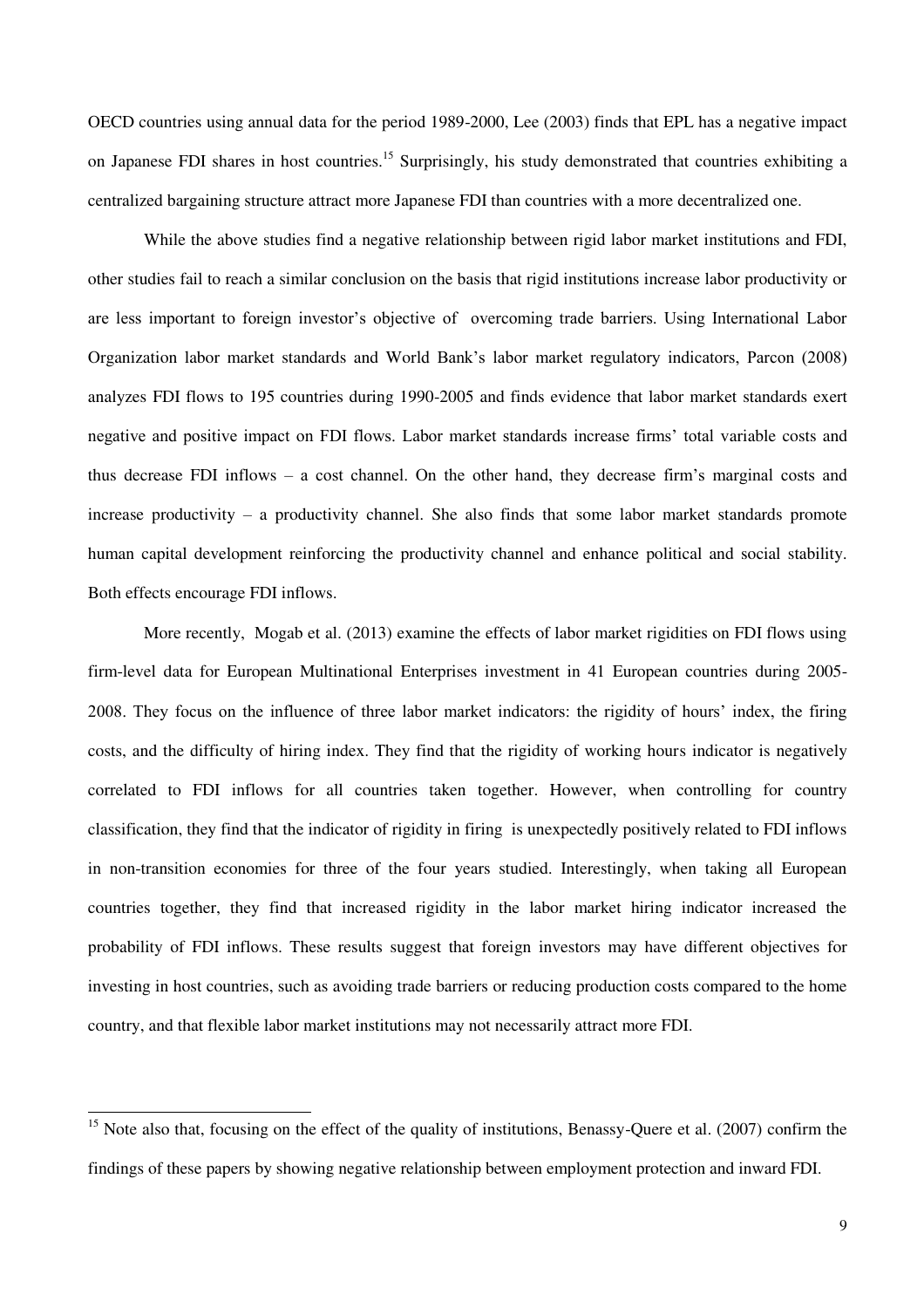OECD countries using annual data for the period 1989-2000, Lee (2003) finds that EPL has a negative impact on Japanese FDI shares in host countries.[15] Surprisingly, his study demonstrated that countries exhibiting a centralized bargaining structure attract more Japanese FDI than countries with a more decentralized one.

While the above studies find a negative relationship between rigid labor market institutions and FDI, other studies fail to reach a similar conclusion on the basis that rigid institutions increase labor productivity or are less important to foreign investor's objective of overcoming trade barriers. Using International Labor Organization labor market standards and World Bank's labor market regulatory indicators, Parcon (2008) analyzes FDI flows to 195 countries during 1990-2005 and finds evidence that labor market standards exert negative and positive impact on FDI flows. Labor market standards increase firms' total variable costs and thus decrease FDI inflows – a cost channel. On the other hand, they decrease firm's marginal costs and increase productivity – a productivity channel. She also finds that some labor market standards promote human capital development reinforcing the productivity channel and enhance political and social stability. Both effects encourage FDI inflows.

More recently, Mogab et al. (2013) examine the effects of labor market rigidities on FDI flows using firm-level data for European Multinational Enterprises investment in 41 European countries during 2005-2008. They focus on the influence of three labor market indicators: the rigidity of hours' index, the firing costs, and the difficulty of hiring index. They find that the rigidity of working hours indicator is negatively correlated to FDI inflows for all countries taken together. However, when controlling for country classification, they find that the indicator of rigidity in firing is unexpectedly positively related to FDI inflows in non-transition economies for three of the four years studied. Interestingly, when taking all European countries together, they find that increased rigidity in the labor market hiring indicator increased the probability of FDI inflows. These results suggest that foreign investors may have different objectives for investing in host countries, such as avoiding trade barriers or reducing production costs compared to the home country, and that flexible labor market institutions may not necessarily attract more FDI.

[15] Note also that, focusing on the effect of the quality of institutions, Benassy-Quere et al. (2007) confirm the findings of these papers by showing negative relationship between employment protection and inward FDI.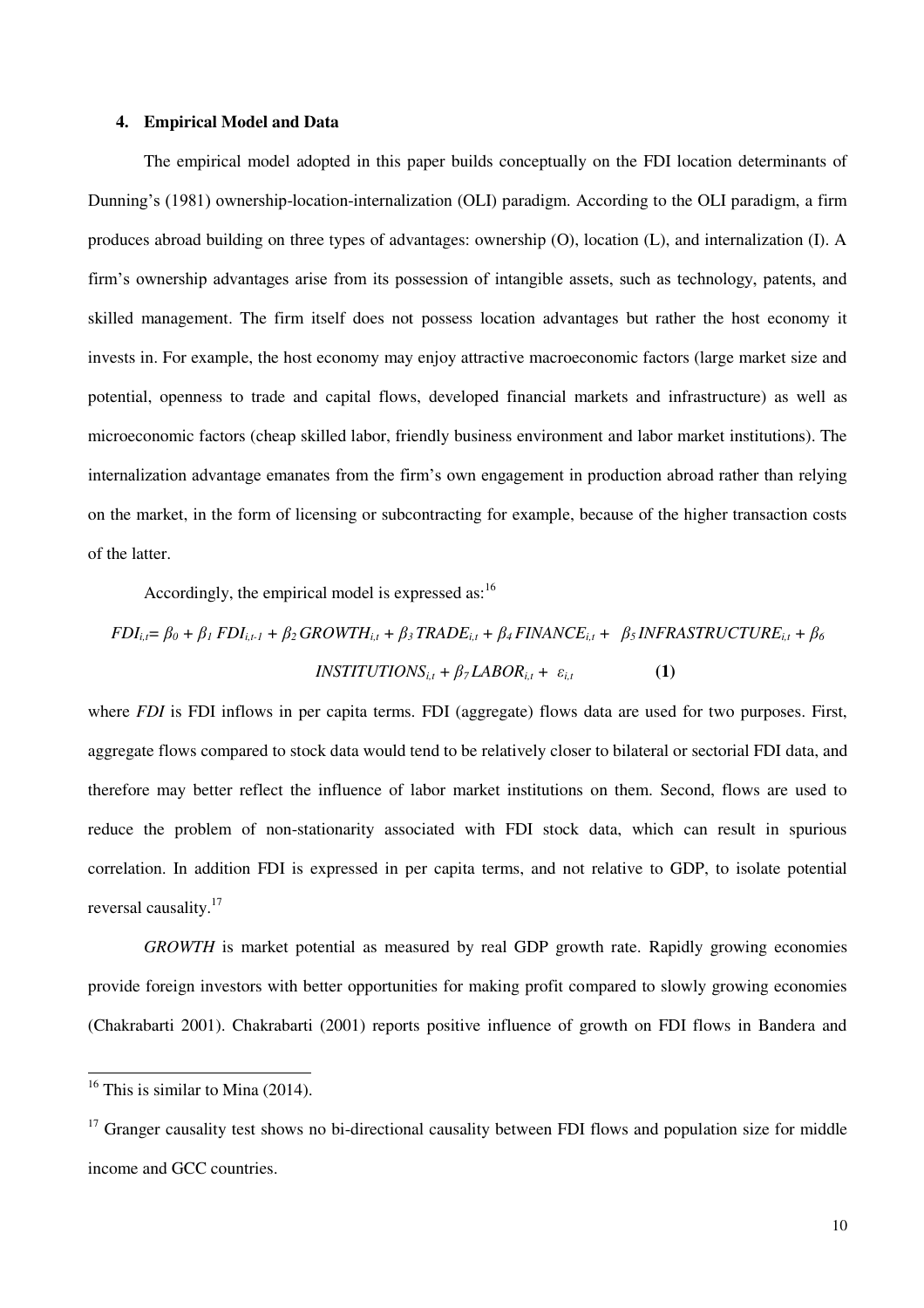## 4. Empirical Model and Data

The empirical model adopted in this paper builds conceptually on the FDI location determinants of Dunning's (1981) ownership-location-internalization (OLI) paradigm. According to the OLI paradigm, a firm produces abroad building on three types of advantages: ownership (O), location (L), and internalization (I). A firm's ownership advantages arise from its possession of intangible assets, such as technology, patents, and skilled management. The firm itself does not possess location advantages but rather the host economy it invests in. For example, the host economy may enjoy attractive macroeconomic factors (large market size and potential, openness to trade and capital flows, developed financial markets and infrastructure) as well as microeconomic factors (cheap skilled labor, friendly business environment and labor market institutions). The internalization advantage emanates from the firm's own engagement in production abroad rather than relying on the market, in the form of licensing or subcontracting for example, because of the higher transaction costs of the latter.

Accordingly, the empirical model is expressed as:[16]

$$FDI_{i,t} = \beta_0 + \beta_1 FDI_{i,t-1} + \beta_2 GROWTH_{i,t} + \beta_3 TRADE_{i,t} + \beta_4 FINANCE_{i,t} + \beta_5 INFRASTRUCTURE_{i,t} + \beta_6 INSTITUTIONS_{i,t} + \beta_7 LABOR_{i,t} + \varepsilon_{i,t} \quad \textbf{(1)}$$

where *FDI* is FDI inflows in per capita terms. FDI (aggregate) flows data are used for two purposes. First, aggregate flows compared to stock data would tend to be relatively closer to bilateral or sectorial FDI data, and therefore may better reflect the influence of labor market institutions on them. Second, flows are used to reduce the problem of non-stationarity associated with FDI stock data, which can result in spurious correlation. In addition FDI is expressed in per capita terms, and not relative to GDP, to isolate potential reversal causality.[17]

*GROWTH* is market potential as measured by real GDP growth rate. Rapidly growing economies provide foreign investors with better opportunities for making profit compared to slowly growing economies (Chakrabarti 2001). Chakrabarti (2001) reports positive influence of growth on FDI flows in Bandera and

---

[16] This is similar to Mina (2014).

[17] Granger causality test shows no bi-directional causality between FDI flows and population size for middle income and GCC countries.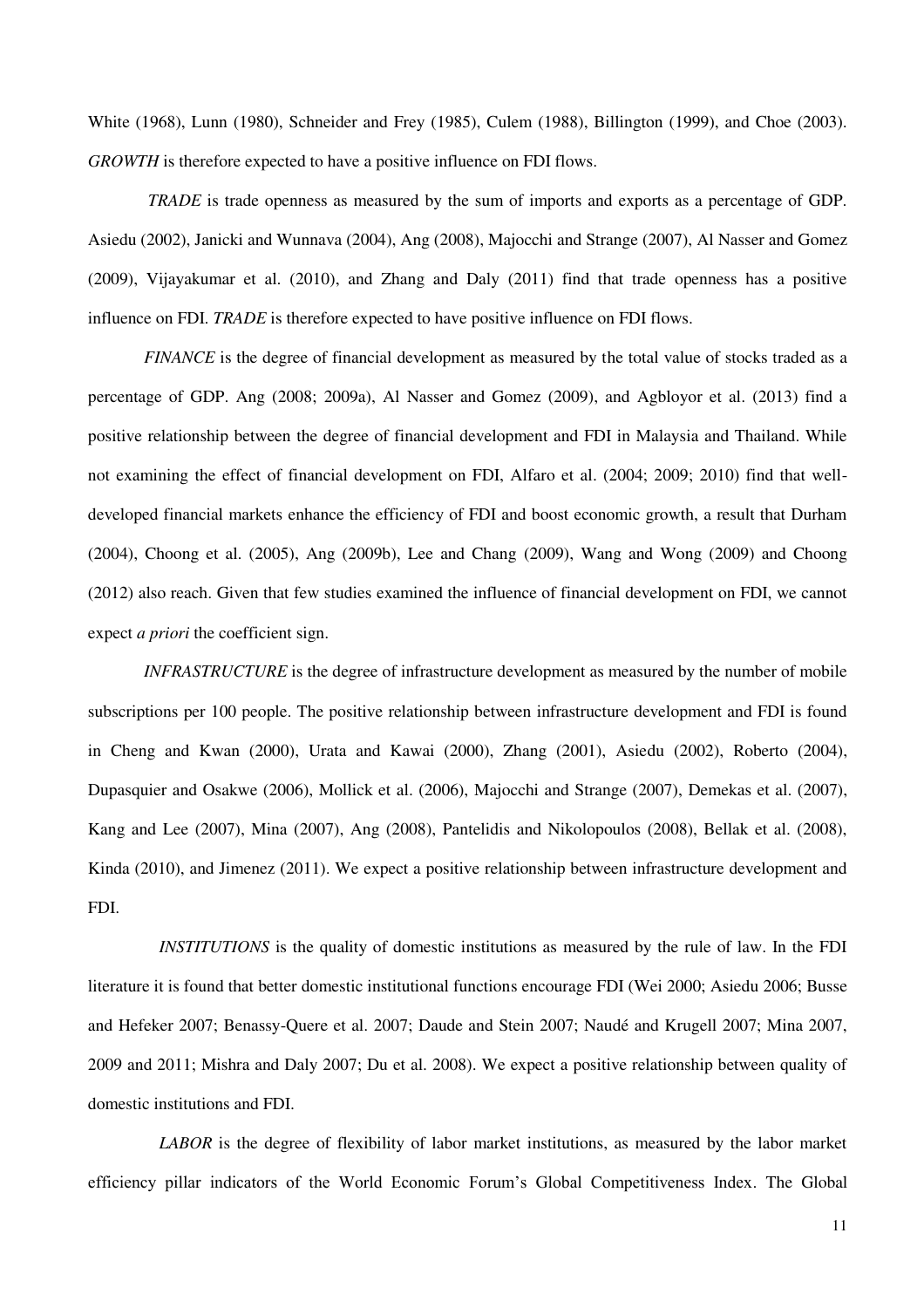White (1968), Lunn (1980), Schneider and Frey (1985), Culem (1988), Billington (1999), and Choe (2003). *GROWTH* is therefore expected to have a positive influence on FDI flows.

*TRADE* is trade openness as measured by the sum of imports and exports as a percentage of GDP. Asiedu (2002), Janicki and Wunnava (2004), Ang (2008), Majocchi and Strange (2007), Al Nasser and Gomez (2009), Vijayakumar et al. (2010), and Zhang and Daly (2011) find that trade openness has a positive influence on FDI. *TRADE* is therefore expected to have positive influence on FDI flows.

*FINANCE* is the degree of financial development as measured by the total value of stocks traded as a percentage of GDP. Ang (2008; 2009a), Al Nasser and Gomez (2009), and Agbloyor et al. (2013) find a positive relationship between the degree of financial development and FDI in Malaysia and Thailand. While not examining the effect of financial development on FDI, Alfaro et al. (2004; 2009; 2010) find that well-developed financial markets enhance the efficiency of FDI and boost economic growth, a result that Durham (2004), Choong et al. (2005), Ang (2009b), Lee and Chang (2009), Wang and Wong (2009) and Choong (2012) also reach. Given that few studies examined the influence of financial development on FDI, we cannot expect *a priori* the coefficient sign.

*INFRASTRUCTURE* is the degree of infrastructure development as measured by the number of mobile subscriptions per 100 people. The positive relationship between infrastructure development and FDI is found in Cheng and Kwan (2000), Urata and Kawai (2000), Zhang (2001), Asiedu (2002), Roberto (2004), Dupasquier and Osakwe (2006), Mollick et al. (2006), Majocchi and Strange (2007), Demekas et al. (2007), Kang and Lee (2007), Mina (2007), Ang (2008), Pantelidis and Nikolopoulos (2008), Bellak et al. (2008), Kinda (2010), and Jimenez (2011). We expect a positive relationship between infrastructure development and FDI.

*INSTITUTIONS* is the quality of domestic institutions as measured by the rule of law. In the FDI literature it is found that better domestic institutional functions encourage FDI (Wei 2000; Asiedu 2006; Busse and Hefeker 2007; Benassy-Quere et al. 2007; Daude and Stein 2007; Naudé and Krugell 2007; Mina 2007, 2009 and 2011; Mishra and Daly 2007; Du et al. 2008). We expect a positive relationship between quality of domestic institutions and FDI.

*LABOR* is the degree of flexibility of labor market institutions, as measured by the labor market efficiency pillar indicators of the World Economic Forum's Global Competitiveness Index. The Global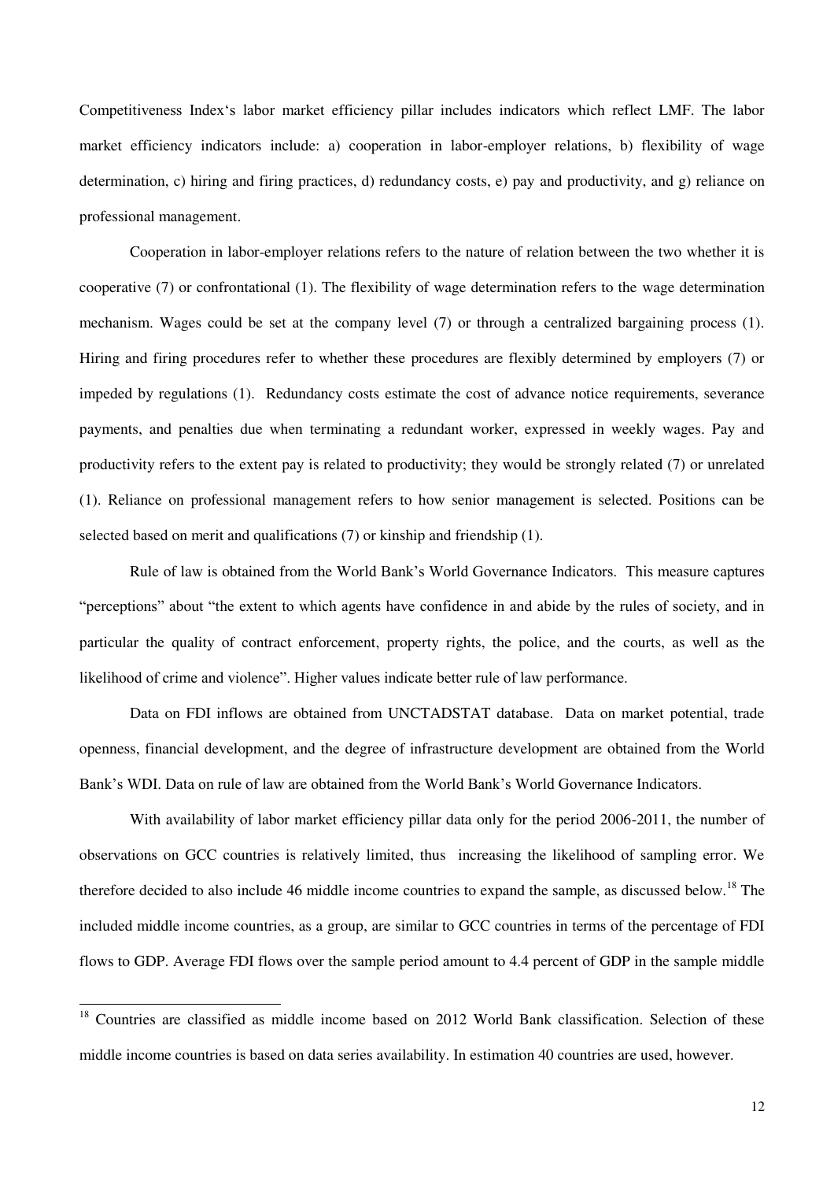Competitiveness Index's labor market efficiency pillar includes indicators which reflect LMF. The labor market efficiency indicators include: a) cooperation in labor-employer relations, b) flexibility of wage determination, c) hiring and firing practices, d) redundancy costs, e) pay and productivity, and g) reliance on professional management.

Cooperation in labor-employer relations refers to the nature of relation between the two whether it is cooperative (7) or confrontational (1). The flexibility of wage determination refers to the wage determination mechanism. Wages could be set at the company level (7) or through a centralized bargaining process (1). Hiring and firing procedures refer to whether these procedures are flexibly determined by employers (7) or impeded by regulations (1). Redundancy costs estimate the cost of advance notice requirements, severance payments, and penalties due when terminating a redundant worker, expressed in weekly wages. Pay and productivity refers to the extent pay is related to productivity; they would be strongly related (7) or unrelated (1). Reliance on professional management refers to how senior management is selected. Positions can be selected based on merit and qualifications (7) or kinship and friendship (1).

Rule of law is obtained from the World Bank's World Governance Indicators. This measure captures "perceptions" about "the extent to which agents have confidence in and abide by the rules of society, and in particular the quality of contract enforcement, property rights, the police, and the courts, as well as the likelihood of crime and violence". Higher values indicate better rule of law performance.

Data on FDI inflows are obtained from UNCTADSTAT database. Data on market potential, trade openness, financial development, and the degree of infrastructure development are obtained from the World Bank's WDI. Data on rule of law are obtained from the World Bank's World Governance Indicators.

With availability of labor market efficiency pillar data only for the period 2006-2011, the number of observations on GCC countries is relatively limited, thus increasing the likelihood of sampling error. We therefore decided to also include 46 middle income countries to expand the sample, as discussed below.[18] The included middle income countries, as a group, are similar to GCC countries in terms of the percentage of FDI flows to GDP. Average FDI flows over the sample period amount to 4.4 percent of GDP in the sample middle

[18] Countries are classified as middle income based on 2012 World Bank classification. Selection of these middle income countries is based on data series availability. In estimation 40 countries are used, however.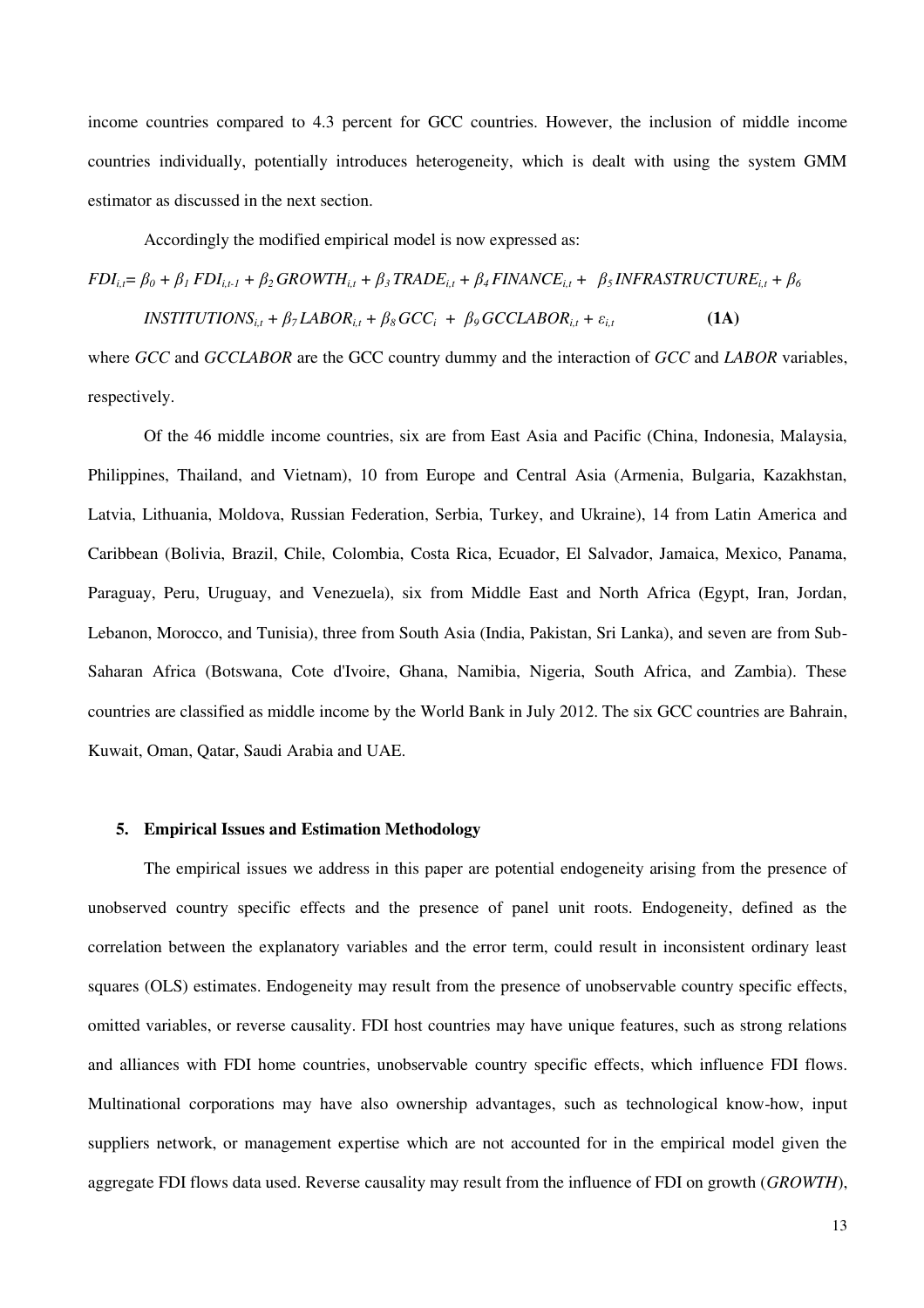income countries compared to 4.3 percent for GCC countries. However, the inclusion of middle income countries individually, potentially introduces heterogeneity, which is dealt with using the system GMM estimator as discussed in the next section.

Accordingly the modified empirical model is now expressed as:

$$FDI_{i,t}= \beta_0 + \beta_1 FDI_{i,t-1} + \beta_2 GROWTH_{i,t} + \beta_3 TRADE_{i,t} + \beta_4 FINANCE_{i,t} + \beta_5 INFRASTRUCTURE_{i,t} + \beta_6 INSTITUTIONS_{i,t} + \beta_7 LABOR_{i,t} + \beta_8 GCC_i + \beta_9 GCCLABOR_{i,t} + \varepsilon_{i,t} \quad \textbf{(1A)}$$

where *GCC* and *GCCLABOR* are the GCC country dummy and the interaction of *GCC* and *LABOR* variables, respectively.

Of the 46 middle income countries, six are from East Asia and Pacific (China, Indonesia, Malaysia, Philippines, Thailand, and Vietnam), 10 from Europe and Central Asia (Armenia, Bulgaria, Kazakhstan, Latvia, Lithuania, Moldova, Russian Federation, Serbia, Turkey, and Ukraine), 14 from Latin America and Caribbean (Bolivia, Brazil, Chile, Colombia, Costa Rica, Ecuador, El Salvador, Jamaica, Mexico, Panama, Paraguay, Peru, Uruguay, and Venezuela), six from Middle East and North Africa (Egypt, Iran, Jordan, Lebanon, Morocco, and Tunisia), three from South Asia (India, Pakistan, Sri Lanka), and seven are from Sub-Saharan Africa (Botswana, Cote d'Ivoire, Ghana, Namibia, Nigeria, South Africa, and Zambia). These countries are classified as middle income by the World Bank in July 2012. The six GCC countries are Bahrain, Kuwait, Oman, Qatar, Saudi Arabia and UAE.

## 5. Empirical Issues and Estimation Methodology

The empirical issues we address in this paper are potential endogeneity arising from the presence of unobserved country specific effects and the presence of panel unit roots. Endogeneity, defined as the correlation between the explanatory variables and the error term, could result in inconsistent ordinary least squares (OLS) estimates. Endogeneity may result from the presence of unobservable country specific effects, omitted variables, or reverse causality. FDI host countries may have unique features, such as strong relations and alliances with FDI home countries, unobservable country specific effects, which influence FDI flows. Multinational corporations may have also ownership advantages, such as technological know-how, input suppliers network, or management expertise which are not accounted for in the empirical model given the aggregate FDI flows data used. Reverse causality may result from the influence of FDI on growth (*GROWTH*),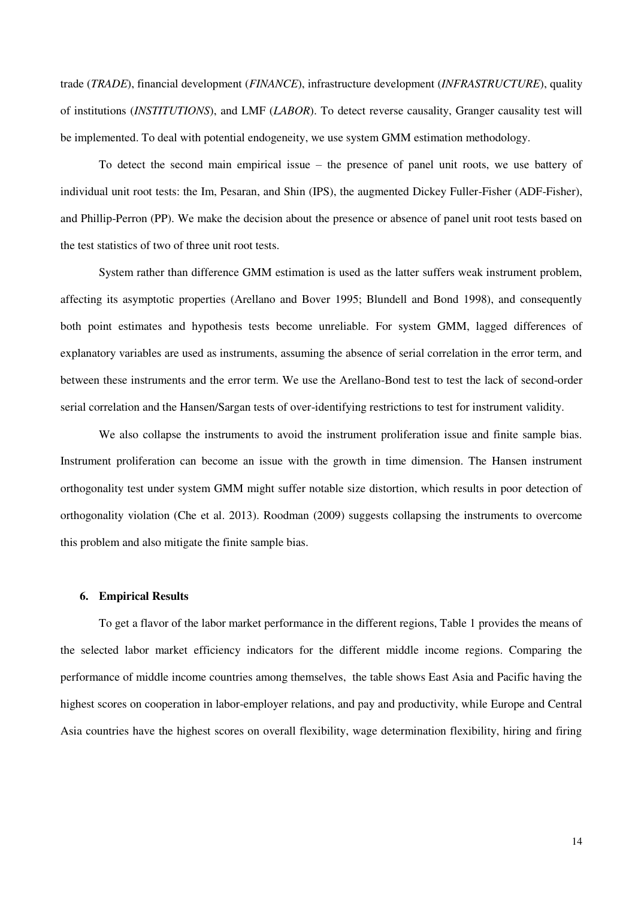trade (*TRADE*), financial development (*FINANCE*), infrastructure development (*INFRASTRUCTURE*), quality of institutions (*INSTITUTIONS*), and LMF (*LABOR*). To detect reverse causality, Granger causality test will be implemented. To deal with potential endogeneity, we use system GMM estimation methodology.

To detect the second main empirical issue – the presence of panel unit roots, we use battery of individual unit root tests: the Im, Pesaran, and Shin (IPS), the augmented Dickey Fuller-Fisher (ADF-Fisher), and Phillip-Perron (PP). We make the decision about the presence or absence of panel unit root tests based on the test statistics of two of three unit root tests.

System rather than difference GMM estimation is used as the latter suffers weak instrument problem, affecting its asymptotic properties (Arellano and Bover 1995; Blundell and Bond 1998), and consequently both point estimates and hypothesis tests become unreliable. For system GMM, lagged differences of explanatory variables are used as instruments, assuming the absence of serial correlation in the error term, and between these instruments and the error term. We use the Arellano-Bond test to test the lack of second-order serial correlation and the Hansen/Sargan tests of over-identifying restrictions to test for instrument validity.

We also collapse the instruments to avoid the instrument proliferation issue and finite sample bias. Instrument proliferation can become an issue with the growth in time dimension. The Hansen instrument orthogonality test under system GMM might suffer notable size distortion, which results in poor detection of orthogonality violation (Che et al. 2013). Roodman (2009) suggests collapsing the instruments to overcome this problem and also mitigate the finite sample bias.

## 6. Empirical Results

To get a flavor of the labor market performance in the different regions, Table 1 provides the means of the selected labor market efficiency indicators for the different middle income regions. Comparing the performance of middle income countries among themselves, the table shows East Asia and Pacific having the highest scores on cooperation in labor-employer relations, and pay and productivity, while Europe and Central Asia countries have the highest scores on overall flexibility, wage determination flexibility, hiring and firing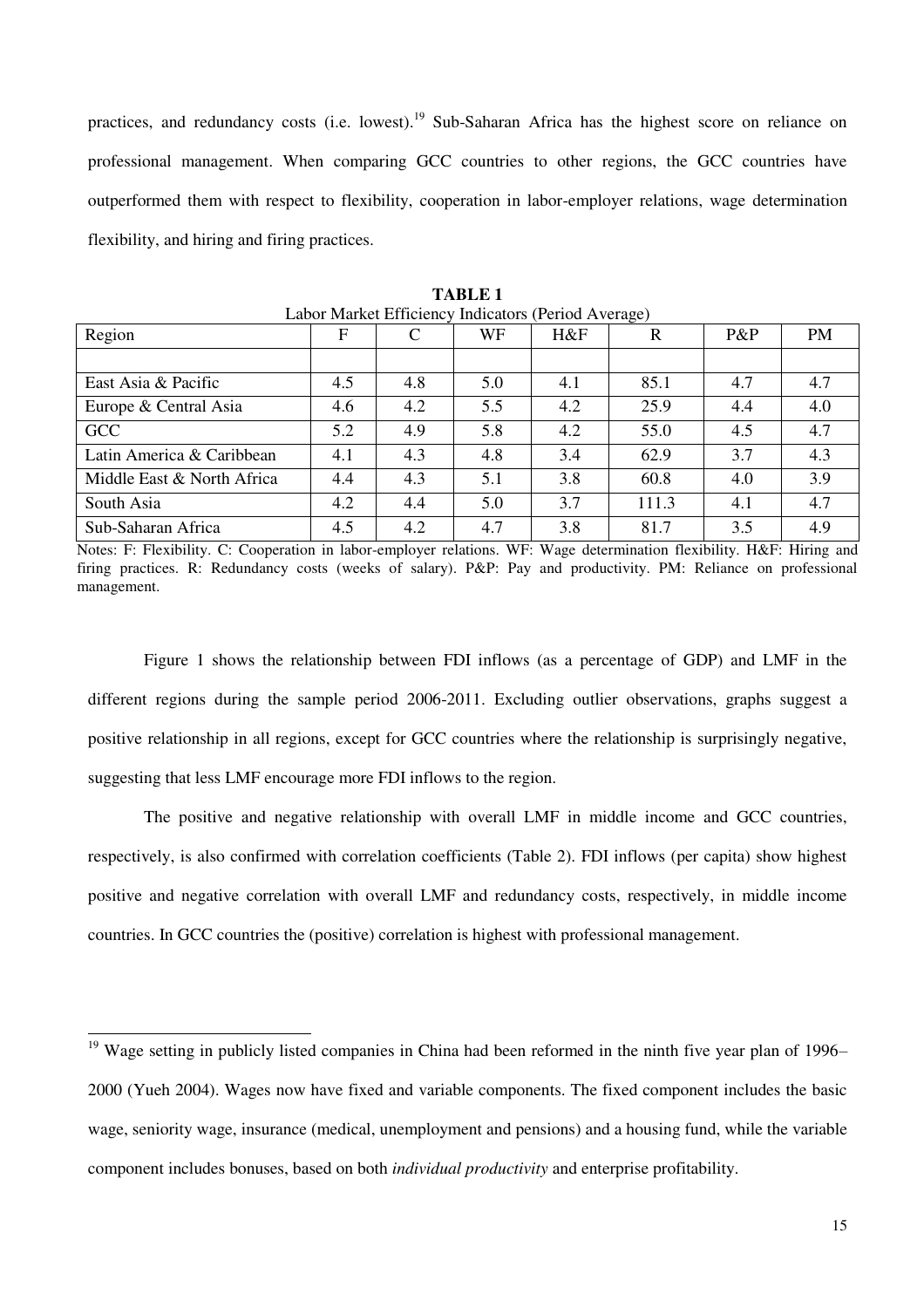practices, and redundancy costs (i.e. lowest).[19] Sub-Saharan Africa has the highest score on reliance on professional management. When comparing GCC countries to other regions, the GCC countries have outperformed them with respect to flexibility, cooperation in labor-employer relations, wage determination flexibility, and hiring and firing practices.

**TABLE 1**
Labor Market Efficiency Indicators (Period Average)

| Region | F | C | WF | H&F | R | P&P | PM |
|---|---|---|---|---|---|---|---|
| | | | | | | | |
| East Asia & Pacific | 4.5 | 4.8 | 5.0 | 4.1 | 85.1 | 4.7 | 4.7 |
| Europe & Central Asia | 4.6 | 4.2 | 5.5 | 4.2 | 25.9 | 4.4 | 4.0 |
| GCC | 5.2 | 4.9 | 5.8 | 4.2 | 55.0 | 4.5 | 4.7 |
| Latin America & Caribbean | 4.1 | 4.3 | 4.8 | 3.4 | 62.9 | 3.7 | 4.3 |
| Middle East & North Africa | 4.4 | 4.3 | 5.1 | 3.8 | 60.8 | 4.0 | 3.9 |
| South Asia | 4.2 | 4.4 | 5.0 | 3.7 | 111.3 | 4.1 | 4.7 |
| Sub-Saharan Africa | 4.5 | 4.2 | 4.7 | 3.8 | 81.7 | 3.5 | 4.9 |

Notes: F: Flexibility. C: Cooperation in labor-employer relations. WF: Wage determination flexibility. H&F: Hiring and firing practices. R: Redundancy costs (weeks of salary). P&P: Pay and productivity. PM: Reliance on professional management.

Figure 1 shows the relationship between FDI inflows (as a percentage of GDP) and LMF in the different regions during the sample period 2006-2011. Excluding outlier observations, graphs suggest a positive relationship in all regions, except for GCC countries where the relationship is surprisingly negative, suggesting that less LMF encourage more FDI inflows to the region.

The positive and negative relationship with overall LMF in middle income and GCC countries, respectively, is also confirmed with correlation coefficients (Table 2). FDI inflows (per capita) show highest positive and negative correlation with overall LMF and redundancy costs, respectively, in middle income countries. In GCC countries the (positive) correlation is highest with professional management.

[19] Wage setting in publicly listed companies in China had been reformed in the ninth five year plan of 1996–2000 (Yueh 2004). Wages now have fixed and variable components. The fixed component includes the basic wage, seniority wage, insurance (medical, unemployment and pensions) and a housing fund, while the variable component includes bonuses, based on both *individual productivity* and enterprise profitability.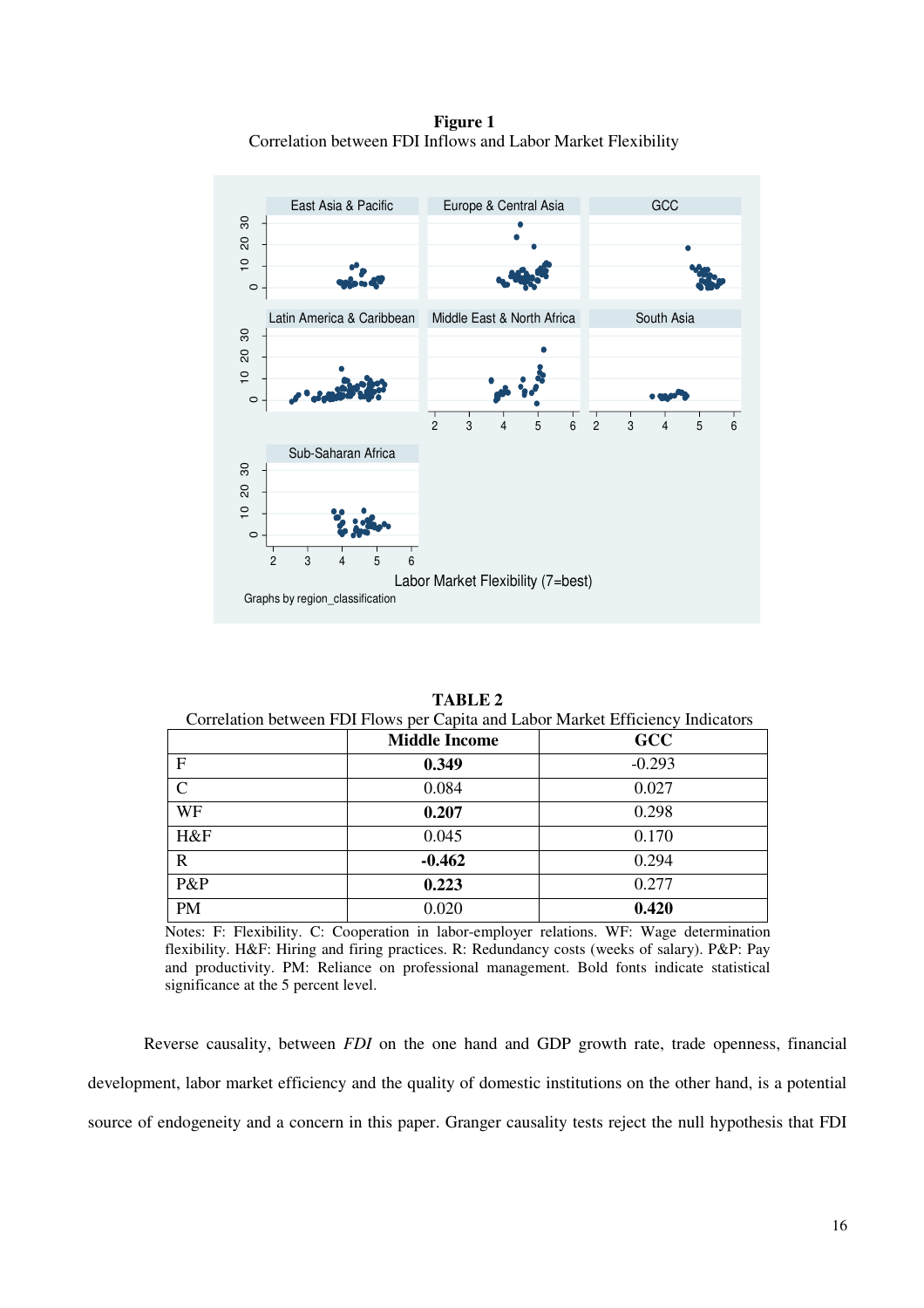**Figure 1**
Correlation between FDI Inflows and Labor Market Flexibility

**TABLE 2**
Correlation between FDI Flows per Capita and Labor Market Efficiency Indicators

| | **Middle Income** | **GCC** |
|---|---|---|
| F | **0.349** | -0.293 |
| C | 0.084 | 0.027 |
| WF | **0.207** | 0.298 |
| H&F | 0.045 | 0.170 |
| R | **-0.462** | 0.294 |
| P&P | **0.223** | 0.277 |
| PM | 0.020 | **0.420** |

Notes: F: Flexibility. C: Cooperation in labor-employer relations. WF: Wage determination flexibility. H&F: Hiring and firing practices. R: Redundancy costs (weeks of salary). P&P: Pay and productivity. PM: Reliance on professional management. Bold fonts indicate statistical significance at the 5 percent level.

Reverse causality, between *FDI* on the one hand and GDP growth rate, trade openness, financial development, labor market efficiency and the quality of domestic institutions on the other hand, is a potential source of endogeneity and a concern in this paper. Granger causality tests reject the null hypothesis that FDI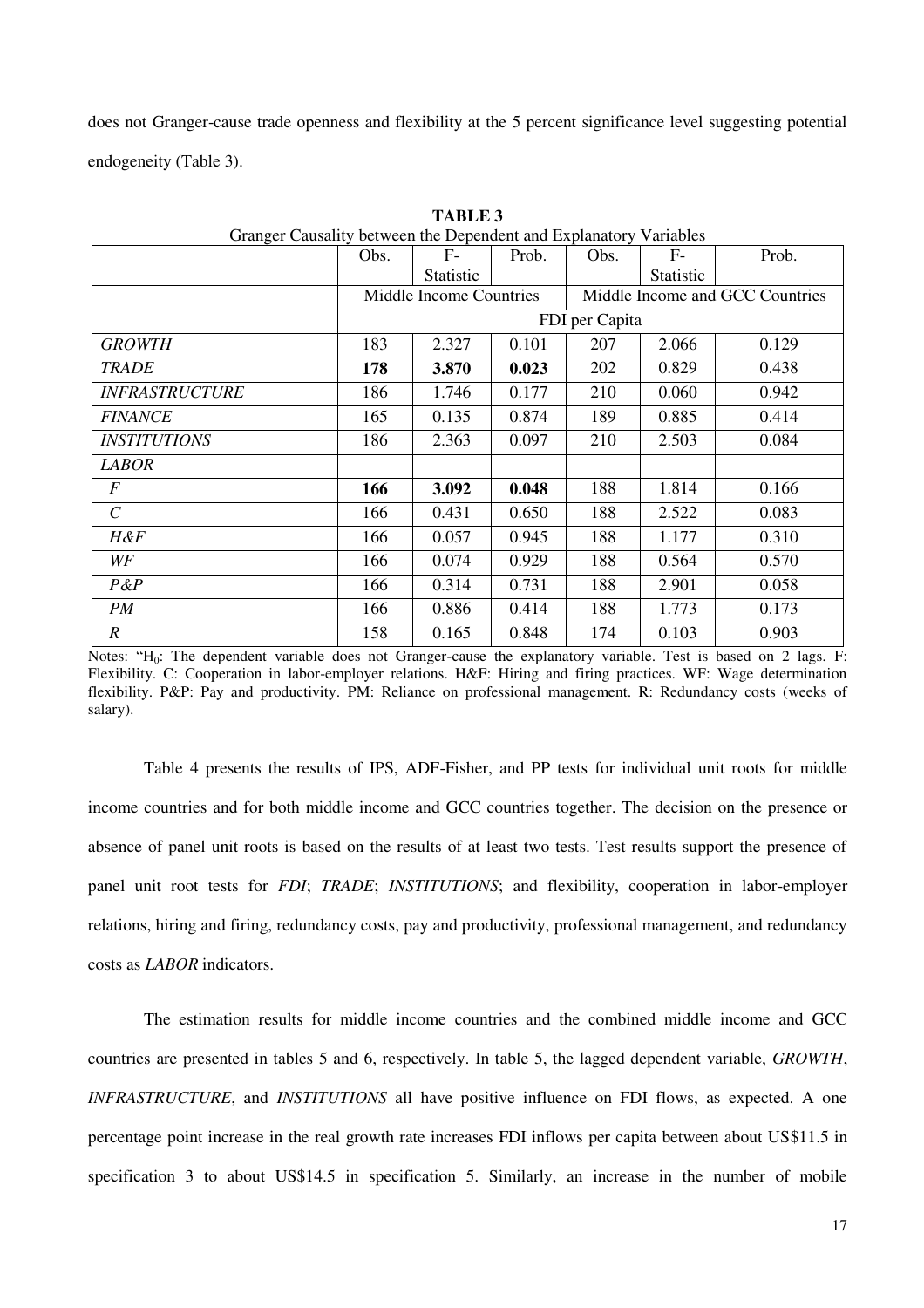does not Granger-cause trade openness and flexibility at the 5 percent significance level suggesting potential endogeneity (Table 3).

**TABLE 3**

Granger Causality between the Dependent and Explanatory Variables

| | Obs. | F-Statistic | Prob. | Obs. | F-Statistic | Prob. |
|---|---|---|---|---|---|---|
| | Middle Income Countries | | | Middle Income and GCC Countries | | |
| | FDI per Capita | | | | | |
| *GROWTH* | 183 | 2.327 | 0.101 | 207 | 2.066 | 0.129 |
| *TRADE* | **178** | **3.870** | **0.023** | 202 | 0.829 | 0.438 |
| *INFRASTRUCTURE* | 186 | 1.746 | 0.177 | 210 | 0.060 | 0.942 |
| *FINANCE* | 165 | 0.135 | 0.874 | 189 | 0.885 | 0.414 |
| *INSTITUTIONS* | 186 | 2.363 | 0.097 | 210 | 2.503 | 0.084 |
| *LABOR* | | | | | | |
| *F* | **166** | **3.092** | **0.048** | 188 | 1.814 | 0.166 |
| *C* | 166 | 0.431 | 0.650 | 188 | 2.522 | 0.083 |
| *H&F* | 166 | 0.057 | 0.945 | 188 | 1.177 | 0.310 |
| *WF* | 166 | 0.074 | 0.929 | 188 | 0.564 | 0.570 |
| *P&P* | 166 | 0.314 | 0.731 | 188 | 2.901 | 0.058 |
| *PM* | 166 | 0.886 | 0.414 | 188 | 1.773 | 0.173 |
| *R* | 158 | 0.165 | 0.848 | 174 | 0.103 | 0.903 |

Notes: "$H_0$: The dependent variable does not Granger-cause the explanatory variable. Test is based on 2 lags. F: Flexibility. C: Cooperation in labor-employer relations. H&F: Hiring and firing practices. WF: Wage determination flexibility. P&P: Pay and productivity. PM: Reliance on professional management. R: Redundancy costs (weeks of salary).

Table 4 presents the results of IPS, ADF-Fisher, and PP tests for individual unit roots for middle income countries and for both middle income and GCC countries together. The decision on the presence or absence of panel unit roots is based on the results of at least two tests. Test results support the presence of panel unit root tests for *FDI*; *TRADE*; *INSTITUTIONS*; and flexibility, cooperation in labor-employer relations, hiring and firing, redundancy costs, pay and productivity, professional management, and redundancy costs as *LABOR* indicators.

The estimation results for middle income countries and the combined middle income and GCC countries are presented in tables 5 and 6, respectively. In table 5, the lagged dependent variable, *GROWTH*, *INFRASTRUCTURE*, and *INSTITUTIONS* all have positive influence on FDI flows, as expected. A one percentage point increase in the real growth rate increases FDI inflows per capita between about US$11.5 in specification 3 to about US$14.5 in specification 5. Similarly, an increase in the number of mobile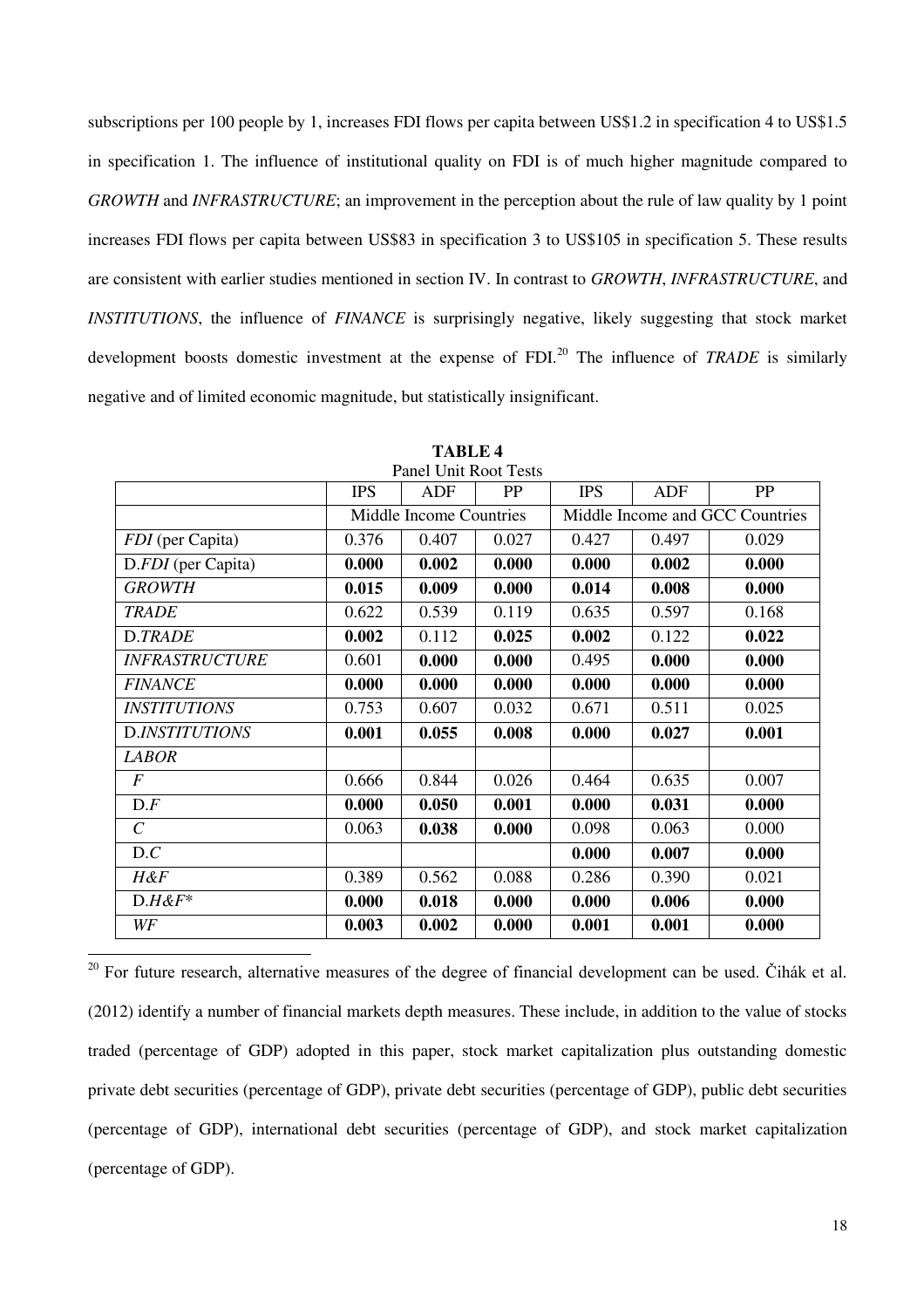subscriptions per 100 people by 1, increases FDI flows per capita between US$1.2 in specification 4 to US$1.5 in specification 1. The influence of institutional quality on FDI is of much higher magnitude compared to *GROWTH* and *INFRASTRUCTURE*; an improvement in the perception about the rule of law quality by 1 point increases FDI flows per capita between US$83 in specification 3 to US$105 in specification 5. These results are consistent with earlier studies mentioned in section IV. In contrast to *GROWTH*, *INFRASTRUCTURE*, and *INSTITUTIONS*, the influence of *FINANCE* is surprisingly negative, likely suggesting that stock market development boosts domestic investment at the expense of FDI.[20] The influence of *TRADE* is similarly negative and of limited economic magnitude, but statistically insignificant.

**TABLE 4**
Panel Unit Root Tests

| | IPS | ADF | PP | IPS | ADF | PP |
|---|---|---|---|---|---|---|
| | Middle Income Countries | | | Middle Income and GCC Countries | | |
| *FDI* (per Capita) | 0.376 | 0.407 | 0.027 | 0.427 | 0.497 | 0.029 |
| D.*FDI* (per Capita) | **0.000** | **0.002** | **0.000** | **0.000** | **0.002** | **0.000** |
| *GROWTH* | **0.015** | **0.009** | **0.000** | **0.014** | **0.008** | **0.000** |
| *TRADE* | 0.622 | 0.539 | 0.119 | 0.635 | 0.597 | 0.168 |
| D.*TRADE* | **0.002** | 0.112 | **0.025** | **0.002** | 0.122 | **0.022** |
| *INFRASTRUCTURE* | 0.601 | **0.000** | **0.000** | 0.495 | **0.000** | **0.000** |
| *FINANCE* | **0.000** | **0.000** | **0.000** | **0.000** | **0.000** | **0.000** |
| *INSTITUTIONS* | 0.753 | 0.607 | 0.032 | 0.671 | 0.511 | 0.025 |
| D.*INSTITUTIONS* | **0.001** | **0.055** | **0.008** | **0.000** | **0.027** | **0.001** |
| *LABOR* | | | | | | |
| *F* | 0.666 | 0.844 | 0.026 | 0.464 | 0.635 | 0.007 |
| D.*F* | **0.000** | **0.050** | **0.001** | **0.000** | **0.031** | **0.000** |
| *C* | 0.063 | **0.038** | **0.000** | 0.098 | 0.063 | 0.000 |
| D.*C* | | | | **0.000** | **0.007** | **0.000** |
| *H&F* | 0.389 | 0.562 | 0.088 | 0.286 | 0.390 | 0.021 |
| D.*H&F** | **0.000** | **0.018** | **0.000** | **0.000** | **0.006** | **0.000** |
| *WF* | **0.003** | **0.002** | **0.000** | **0.001** | **0.001** | **0.000** |

[20] For future research, alternative measures of the degree of financial development can be used. Čihák et al. (2012) identify a number of financial markets depth measures. These include, in addition to the value of stocks traded (percentage of GDP) adopted in this paper, stock market capitalization plus outstanding domestic private debt securities (percentage of GDP), private debt securities (percentage of GDP), public debt securities (percentage of GDP), international debt securities (percentage of GDP), and stock market capitalization (percentage of GDP).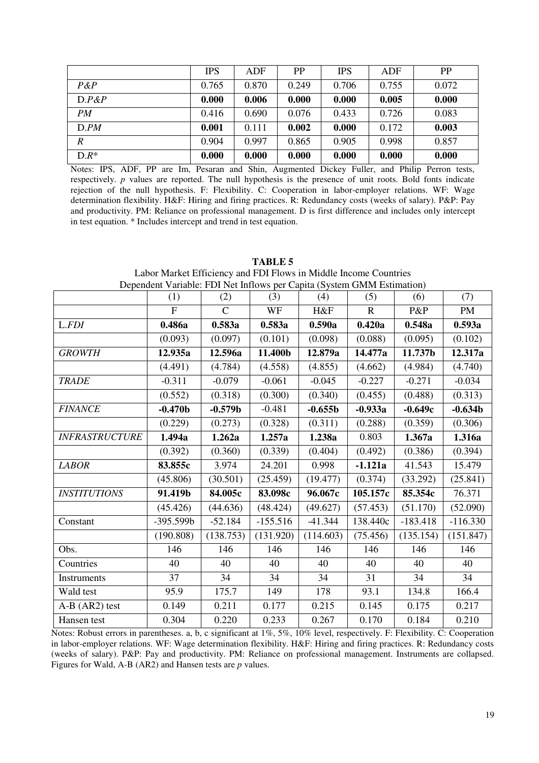|  | IPS | ADF | PP | IPS | ADF | PP |
|---|---|---|---|---|---|---|
| *P&P* | 0.765 | 0.870 | 0.249 | 0.706 | 0.755 | 0.072 |
| D.*P&P* | **0.000** | **0.006** | **0.000** | **0.000** | **0.005** | **0.000** |
| *PM* | 0.416 | 0.690 | 0.076 | 0.433 | 0.726 | 0.083 |
| D.*PM* | **0.001** | 0.111 | **0.002** | **0.000** | 0.172 | **0.003** |
| *R* | 0.904 | 0.997 | 0.865 | 0.905 | 0.998 | 0.857 |
| D.*R** | **0.000** | **0.000** | **0.000** | **0.000** | **0.000** | **0.000** |

Notes: IPS, ADF, PP are Im, Pesaran and Shin, Augmented Dickey Fuller, and Philip Perron tests, respectively. *p* values are reported. The null hypothesis is the presence of unit roots. Bold fonts indicate rejection of the null hypothesis. F: Flexibility. C: Cooperation in labor-employer relations. WF: Wage determination flexibility. H&F: Hiring and firing practices. R: Redundancy costs (weeks of salary). P&P: Pay and productivity. PM: Reliance on professional management. D is first difference and includes only intercept in test equation. * Includes intercept and trend in test equation.

**TABLE 5**

Labor Market Efficiency and FDI Flows in Middle Income Countries

Dependent Variable: FDI Net Inflows per Capita (System GMM Estimation)

|  | (1) | (2) | (3) | (4) | (5) | (6) | (7) |
|---|---|---|---|---|---|---|---|
|  | F | C | WF | H&F | R | P&P | PM |
| L.*FDI* | **0.486a** | **0.583a** | **0.583a** | **0.590a** | **0.420a** | **0.548a** | **0.593a** |
|  | (0.093) | (0.097) | (0.101) | (0.098) | (0.088) | (0.095) | (0.102) |
| *GROWTH* | **12.935a** | **12.596a** | **11.400b** | **12.879a** | **14.477a** | **11.737b** | **12.317a** |
|  | (4.491) | (4.784) | (4.558) | (4.855) | (4.662) | (4.984) | (4.740) |
| *TRADE* | -0.311 | -0.079 | -0.061 | -0.045 | -0.227 | -0.271 | -0.034 |
|  | (0.552) | (0.318) | (0.300) | (0.340) | (0.455) | (0.488) | (0.313) |
| *FINANCE* | **-0.470b** | **-0.579b** | -0.481 | **-0.655b** | **-0.933a** | **-0.649c** | **-0.634b** |
|  | (0.229) | (0.273) | (0.328) | (0.311) | (0.288) | (0.359) | (0.306) |
| *INFRASTRUCTURE* | **1.494a** | **1.262a** | **1.257a** | **1.238a** | 0.803 | **1.367a** | **1.316a** |
|  | (0.392) | (0.360) | (0.339) | (0.404) | (0.492) | (0.386) | (0.394) |
| *LABOR* | **83.855c** | 3.974 | 24.201 | 0.998 | **-1.121a** | 41.543 | 15.479 |
|  | (45.806) | (30.501) | (25.459) | (19.477) | (0.374) | (33.292) | (25.841) |
| *INSTITUTIONS* | **91.419b** | **84.005c** | **83.098c** | **96.067c** | **105.157c** | **85.354c** | 76.371 |
|  | (45.426) | (44.636) | (48.424) | (49.627) | (57.453) | (51.170) | (52.090) |
| Constant | -395.599b | -52.184 | -155.516 | -41.344 | 138.440c | -183.418 | -116.330 |
|  | (190.808) | (138.753) | (131.920) | (114.603) | (75.456) | (135.154) | (151.847) |
| Obs. | 146 | 146 | 146 | 146 | 146 | 146 | 146 |
| Countries | 40 | 40 | 40 | 40 | 40 | 40 | 40 |
| Instruments | 37 | 34 | 34 | 34 | 31 | 34 | 34 |
| Wald test | 95.9 | 175.7 | 149 | 178 | 93.1 | 134.8 | 166.4 |
| A-B (AR2) test | 0.149 | 0.211 | 0.177 | 0.215 | 0.145 | 0.175 | 0.217 |
| Hansen test | 0.304 | 0.220 | 0.233 | 0.267 | 0.170 | 0.184 | 0.210 |

Notes: Robust errors in parentheses. a, b, c significant at 1%, 5%, 10% level, respectively. F: Flexibility. C: Cooperation in labor-employer relations. WF: Wage determination flexibility. H&F: Hiring and firing practices. R: Redundancy costs (weeks of salary). P&P: Pay and productivity. PM: Reliance on professional management. Instruments are collapsed. Figures for Wald, A-B (AR2) and Hansen tests are *p* values.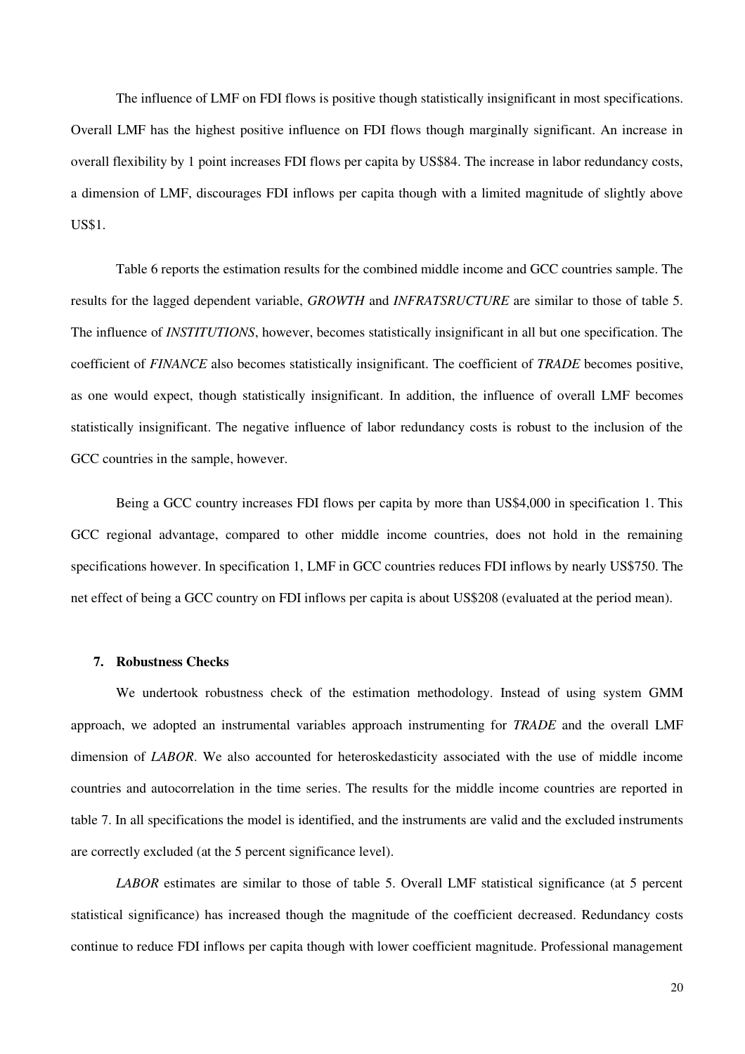The influence of LMF on FDI flows is positive though statistically insignificant in most specifications. Overall LMF has the highest positive influence on FDI flows though marginally significant. An increase in overall flexibility by 1 point increases FDI flows per capita by US$84. The increase in labor redundancy costs, a dimension of LMF, discourages FDI inflows per capita though with a limited magnitude of slightly above US$1.

Table 6 reports the estimation results for the combined middle income and GCC countries sample. The results for the lagged dependent variable, *GROWTH* and *INFRATSRUCTURE* are similar to those of table 5. The influence of *INSTITUTIONS*, however, becomes statistically insignificant in all but one specification. The coefficient of *FINANCE* also becomes statistically insignificant. The coefficient of *TRADE* becomes positive, as one would expect, though statistically insignificant. In addition, the influence of overall LMF becomes statistically insignificant. The negative influence of labor redundancy costs is robust to the inclusion of the GCC countries in the sample, however.

Being a GCC country increases FDI flows per capita by more than US$4,000 in specification 1. This GCC regional advantage, compared to other middle income countries, does not hold in the remaining specifications however. In specification 1, LMF in GCC countries reduces FDI inflows by nearly US$750. The net effect of being a GCC country on FDI inflows per capita is about US$208 (evaluated at the period mean).

## 7. Robustness Checks

We undertook robustness check of the estimation methodology. Instead of using system GMM approach, we adopted an instrumental variables approach instrumenting for *TRADE* and the overall LMF dimension of *LABOR*. We also accounted for heteroskedasticity associated with the use of middle income countries and autocorrelation in the time series. The results for the middle income countries are reported in table 7. In all specifications the model is identified, and the instruments are valid and the excluded instruments are correctly excluded (at the 5 percent significance level).

*LABOR* estimates are similar to those of table 5. Overall LMF statistical significance (at 5 percent statistical significance) has increased though the magnitude of the coefficient decreased. Redundancy costs continue to reduce FDI inflows per capita though with lower coefficient magnitude. Professional management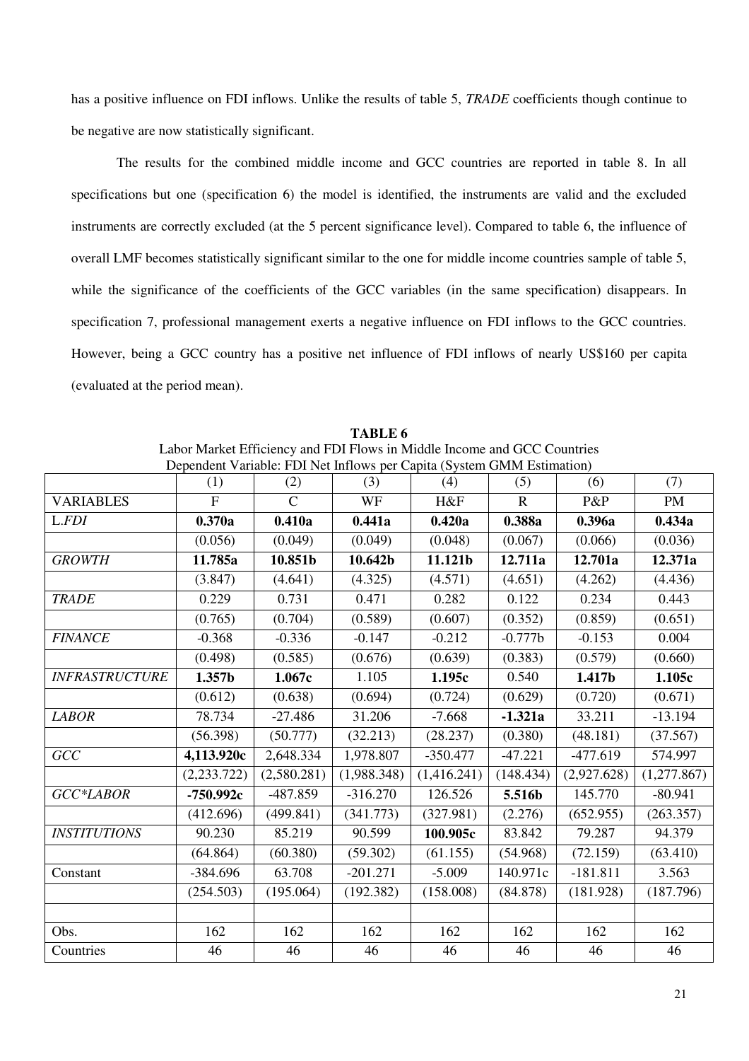has a positive influence on FDI inflows. Unlike the results of table 5, *TRADE* coefficients though continue to be negative are now statistically significant.

The results for the combined middle income and GCC countries are reported in table 8. In all specifications but one (specification 6) the model is identified, the instruments are valid and the excluded instruments are correctly excluded (at the 5 percent significance level). Compared to table 6, the influence of overall LMF becomes statistically significant similar to the one for middle income countries sample of table 5, while the significance of the coefficients of the GCC variables (in the same specification) disappears. In specification 7, professional management exerts a negative influence on FDI inflows to the GCC countries. However, being a GCC country has a positive net influence of FDI inflows of nearly US$160 per capita (evaluated at the period mean).

**TABLE 6**
Labor Market Efficiency and FDI Flows in Middle Income and GCC Countries
Dependent Variable: FDI Net Inflows per Capita (System GMM Estimation)

| | (1) | (2) | (3) | (4) | (5) | (6) | (7) |
|---|---|---|---|---|---|---|---|
| VARIABLES | F | C | WF | H&F | R | P&P | PM |
| L.*FDI* | **0.370a** | **0.410a** | **0.441a** | **0.420a** | **0.388a** | **0.396a** | **0.434a** |
| | (0.056) | (0.049) | (0.049) | (0.048) | (0.067) | (0.066) | (0.036) |
| *GROWTH* | **11.785a** | **10.851b** | **10.642b** | **11.121b** | **12.711a** | **12.701a** | **12.371a** |
| | (3.847) | (4.641) | (4.325) | (4.571) | (4.651) | (4.262) | (4.436) |
| *TRADE* | 0.229 | 0.731 | 0.471 | 0.282 | 0.122 | 0.234 | 0.443 |
| | (0.765) | (0.704) | (0.589) | (0.607) | (0.352) | (0.859) | (0.651) |
| *FINANCE* | -0.368 | -0.336 | -0.147 | -0.212 | -0.777b | -0.153 | 0.004 |
| | (0.498) | (0.585) | (0.676) | (0.639) | (0.383) | (0.579) | (0.660) |
| *INFRASTRUCTURE* | **1.357b** | **1.067c** | 1.105 | **1.195c** | 0.540 | **1.417b** | **1.105c** |
| | (0.612) | (0.638) | (0.694) | (0.724) | (0.629) | (0.720) | (0.671) |
| *LABOR* | 78.734 | -27.486 | 31.206 | -7.668 | **-1.321a** | 33.211 | -13.194 |
| | (56.398) | (50.777) | (32.213) | (28.237) | (0.380) | (48.181) | (37.567) |
| *GCC* | **4,113.920c** | 2,648.334 | 1,978.807 | -350.477 | -47.221 | -477.619 | 574.997 |
| | (2,233.722) | (2,580.281) | (1,988.348) | (1,416.241) | (148.434) | (2,927.628) | (1,277.867) |
| *GCC\*LABOR* | **-750.992c** | -487.859 | -316.270 | 126.526 | **5.516b** | 145.770 | -80.941 |
| | (412.696) | (499.841) | (341.773) | (327.981) | (2.276) | (652.955) | (263.357) |
| *INSTITUTIONS* | 90.230 | 85.219 | 90.599 | **100.905c** | 83.842 | 79.287 | 94.379 |
| | (64.864) | (60.380) | (59.302) | (61.155) | (54.968) | (72.159) | (63.410) |
| Constant | -384.696 | 63.708 | -201.271 | -5.009 | 140.971c | -181.811 | 3.563 |
| | (254.503) | (195.064) | (192.382) | (158.008) | (84.878) | (181.928) | (187.796) |
| | | | | | | | |
| Obs. | 162 | 162 | 162 | 162 | 162 | 162 | 162 |
| Countries | 46 | 46 | 46 | 46 | 46 | 46 | 46 |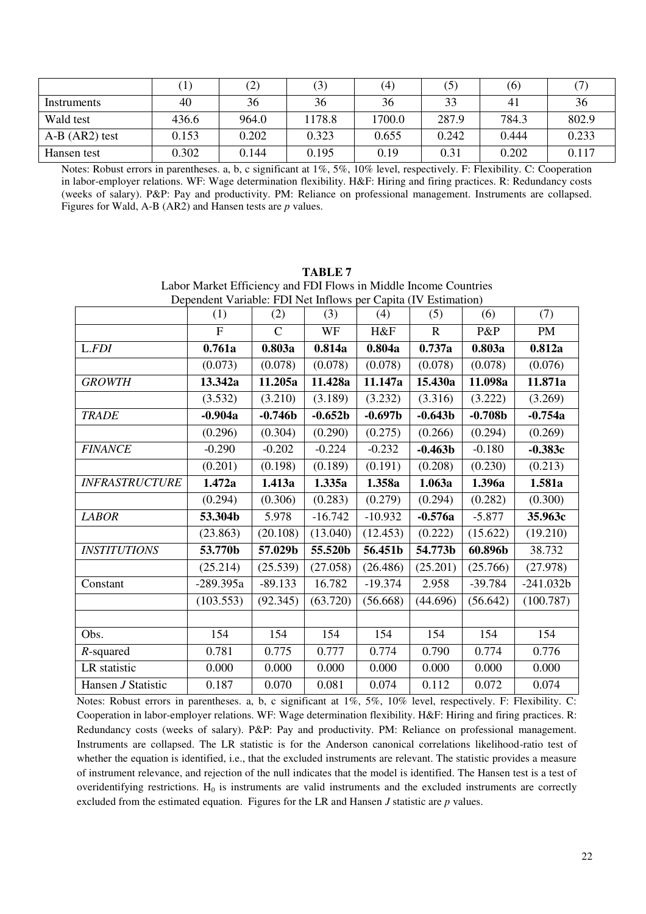| | (1) | (2) | (3) | (4) | (5) | (6) | (7) |
|---|---|---|---|---|---|---|---|
| Instruments | 40 | 36 | 36 | 36 | 33 | 41 | 36 |
| Wald test | 436.6 | 964.0 | 1178.8 | 1700.0 | 287.9 | 784.3 | 802.9 |
| A-B (AR2) test | 0.153 | 0.202 | 0.323 | 0.655 | 0.242 | 0.444 | 0.233 |
| Hansen test | 0.302 | 0.144 | 0.195 | 0.19 | 0.31 | 0.202 | 0.117 |

Notes: Robust errors in parentheses. a, b, c significant at 1%, 5%, 10% level, respectively. F: Flexibility. C: Cooperation in labor-employer relations. WF: Wage determination flexibility. H&F: Hiring and firing practices. R: Redundancy costs (weeks of salary). P&P: Pay and productivity. PM: Reliance on professional management. Instruments are collapsed. Figures for Wald, A-B (AR2) and Hansen tests are *p* values.

**TABLE 7**
Labor Market Efficiency and FDI Flows in Middle Income Countries
Dependent Variable: FDI Net Inflows per Capita (IV Estimation)

| | (1) | (2) | (3) | (4) | (5) | (6) | (7) |
|---|---|---|---|---|---|---|---|
| | F | C | WF | H&F | R | P&P | PM |
| L.*FDI* | **0.761a** | **0.803a** | **0.814a** | **0.804a** | **0.737a** | **0.803a** | **0.812a** |
| | (0.073) | (0.078) | (0.078) | (0.078) | (0.078) | (0.078) | (0.076) |
| *GROWTH* | **13.342a** | **11.205a** | **11.428a** | **11.147a** | **15.430a** | **11.098a** | **11.871a** |
| | (3.532) | (3.210) | (3.189) | (3.232) | (3.316) | (3.222) | (3.269) |
| *TRADE* | **-0.904a** | **-0.746b** | **-0.652b** | **-0.697b** | **-0.643b** | **-0.708b** | **-0.754a** |
| | (0.296) | (0.304) | (0.290) | (0.275) | (0.266) | (0.294) | (0.269) |
| *FINANCE* | -0.290 | -0.202 | -0.224 | -0.232 | **-0.463b** | -0.180 | **-0.383c** |
| | (0.201) | (0.198) | (0.189) | (0.191) | (0.208) | (0.230) | (0.213) |
| *INFRASTRUCTURE* | **1.472a** | **1.413a** | **1.335a** | **1.358a** | **1.063a** | **1.396a** | **1.581a** |
| | (0.294) | (0.306) | (0.283) | (0.279) | (0.294) | (0.282) | (0.300) |
| *LABOR* | **53.304b** | 5.978 | -16.742 | -10.932 | **-0.576a** | -5.877 | **35.963c** |
| | (23.863) | (20.108) | (13.040) | (12.453) | (0.222) | (15.622) | (19.210) |
| *INSTITUTIONS* | **53.770b** | **57.029b** | **55.520b** | **56.451b** | **54.773b** | **60.896b** | 38.732 |
| | (25.214) | (25.539) | (27.058) | (26.486) | (25.201) | (25.766) | (27.978) |
| Constant | -289.395a | -89.133 | 16.782 | -19.374 | 2.958 | -39.784 | -241.032b |
| | (103.553) | (92.345) | (63.720) | (56.668) | (44.696) | (56.642) | (100.787) |
| | | | | | | | |
| Obs. | 154 | 154 | 154 | 154 | 154 | 154 | 154 |
| *R*-squared | 0.781 | 0.775 | 0.777 | 0.774 | 0.790 | 0.774 | 0.776 |
| LR statistic | 0.000 | 0.000 | 0.000 | 0.000 | 0.000 | 0.000 | 0.000 |
| Hansen *J* Statistic | 0.187 | 0.070 | 0.081 | 0.074 | 0.112 | 0.072 | 0.074 |

Notes: Robust errors in parentheses. a, b, c significant at 1%, 5%, 10% level, respectively. F: Flexibility. C: Cooperation in labor-employer relations. WF: Wage determination flexibility. H&F: Hiring and firing practices. R: Redundancy costs (weeks of salary). P&P: Pay and productivity. PM: Reliance on professional management. Instruments are collapsed. The LR statistic is for the Anderson canonical correlations likelihood-ratio test of whether the equation is identified, i.e., that the excluded instruments are relevant. The statistic provides a measure of instrument relevance, and rejection of the null indicates that the model is identified. The Hansen test is a test of overidentifying restrictions. $H_0$ is instruments are valid instruments and the excluded instruments are correctly excluded from the estimated equation. Figures for the LR and Hansen *J* statistic are *p* values.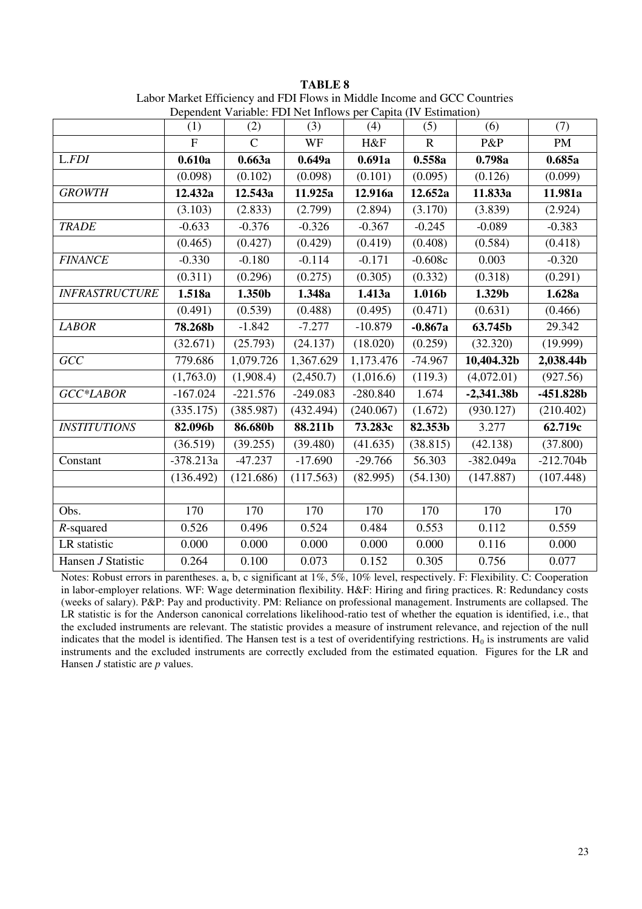**TABLE 8**

Labor Market Efficiency and FDI Flows in Middle Income and GCC Countries

Dependent Variable: FDI Net Inflows per Capita (IV Estimation)

| | (1) | (2) | (3) | (4) | (5) | (6) | (7) |
|---|---|---|---|---|---|---|---|
| | F | C | WF | H&F | R | P&P | PM |
| L.*FDI* | **0.610a** | **0.663a** | **0.649a** | **0.691a** | **0.558a** | **0.798a** | **0.685a** |
| | (0.098) | (0.102) | (0.098) | (0.101) | (0.095) | (0.126) | (0.099) |
| *GROWTH* | **12.432a** | **12.543a** | **11.925a** | **12.916a** | **12.652a** | **11.833a** | **11.981a** |
| | (3.103) | (2.833) | (2.799) | (2.894) | (3.170) | (3.839) | (2.924) |
| *TRADE* | -0.633 | -0.376 | -0.326 | -0.367 | -0.245 | -0.089 | -0.383 |
| | (0.465) | (0.427) | (0.429) | (0.419) | (0.408) | (0.584) | (0.418) |
| *FINANCE* | -0.330 | -0.180 | -0.114 | -0.171 | -0.608c | 0.003 | -0.320 |
| | (0.311) | (0.296) | (0.275) | (0.305) | (0.332) | (0.318) | (0.291) |
| *INFRASTRUCTURE* | **1.518a** | **1.350b** | **1.348a** | **1.413a** | **1.016b** | **1.329b** | **1.628a** |
| | (0.491) | (0.539) | (0.488) | (0.495) | (0.471) | (0.631) | (0.466) |
| *LABOR* | **78.268b** | -1.842 | -7.277 | -10.879 | **-0.867a** | **63.745b** | 29.342 |
| | (32.671) | (25.793) | (24.137) | (18.020) | (0.259) | (32.320) | (19.999) |
| *GCC* | 779.686 | 1,079.726 | 1,367.629 | 1,173.476 | -74.967 | **10,404.32b** | **2,038.44b** |
| | (1,763.0) | (1,908.4) | (2,450.7) | (1,016.6) | (119.3) | (4,072.01) | (927.56) |
| *GCC\*LABOR* | -167.024 | -221.576 | -249.083 | -280.840 | 1.674 | **-2,341.38b** | **-451.828b** |
| | (335.175) | (385.987) | (432.494) | (240.067) | (1.672) | (930.127) | (210.402) |
| *INSTITUTIONS* | **82.096b** | **86.680b** | **88.211b** | **73.283c** | **82.353b** | 3.277 | **62.719c** |
| | (36.519) | (39.255) | (39.480) | (41.635) | (38.815) | (42.138) | (37.800) |
| Constant | -378.213a | -47.237 | -17.690 | -29.766 | 56.303 | -382.049a | -212.704b |
| | (136.492) | (121.686) | (117.563) | (82.995) | (54.130) | (147.887) | (107.448) |
| | | | | | | | |
| Obs. | 170 | 170 | 170 | 170 | 170 | 170 | 170 |
| $R$-squared | 0.526 | 0.496 | 0.524 | 0.484 | 0.553 | 0.112 | 0.559 |
| LR statistic | 0.000 | 0.000 | 0.000 | 0.000 | 0.000 | 0.116 | 0.000 |
| Hansen $J$ Statistic | 0.264 | 0.100 | 0.073 | 0.152 | 0.305 | 0.756 | 0.077 |

Notes: Robust errors in parentheses. a, b, c significant at 1%, 5%, 10% level, respectively. F: Flexibility. C: Cooperation in labor-employer relations. WF: Wage determination flexibility. H&F: Hiring and firing practices. R: Redundancy costs (weeks of salary). P&P: Pay and productivity. PM: Reliance on professional management. Instruments are collapsed. The LR statistic is for the Anderson canonical correlations likelihood-ratio test of whether the equation is identified, i.e., that the excluded instruments are relevant. The statistic provides a measure of instrument relevance, and rejection of the null indicates that the model is identified. The Hansen test is a test of overidentifying restrictions. $H_0$ is instruments are valid instruments and the excluded instruments are correctly excluded from the estimated equation. Figures for the LR and Hansen $J$ statistic are $p$ values.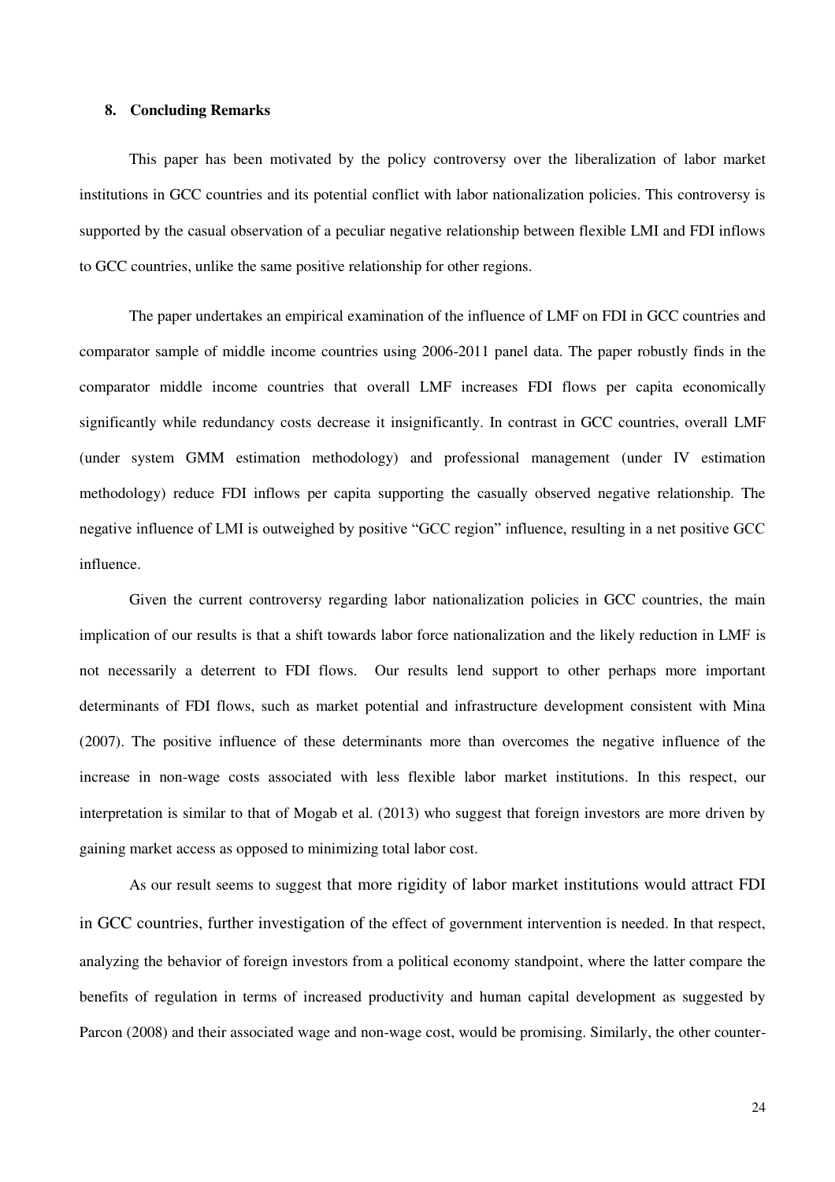## 8. Concluding Remarks

This paper has been motivated by the policy controversy over the liberalization of labor market institutions in GCC countries and its potential conflict with labor nationalization policies. This controversy is supported by the casual observation of a peculiar negative relationship between flexible LMI and FDI inflows to GCC countries, unlike the same positive relationship for other regions.

The paper undertakes an empirical examination of the influence of LMF on FDI in GCC countries and comparator sample of middle income countries using 2006-2011 panel data. The paper robustly finds in the comparator middle income countries that overall LMF increases FDI flows per capita economically significantly while redundancy costs decrease it insignificantly. In contrast in GCC countries, overall LMF (under system GMM estimation methodology) and professional management (under IV estimation methodology) reduce FDI inflows per capita supporting the casually observed negative relationship. The negative influence of LMI is outweighed by positive "GCC region" influence, resulting in a net positive GCC influence.

Given the current controversy regarding labor nationalization policies in GCC countries, the main implication of our results is that a shift towards labor force nationalization and the likely reduction in LMF is not necessarily a deterrent to FDI flows. Our results lend support to other perhaps more important determinants of FDI flows, such as market potential and infrastructure development consistent with Mina (2007). The positive influence of these determinants more than overcomes the negative influence of the increase in non-wage costs associated with less flexible labor market institutions. In this respect, our interpretation is similar to that of Mogab et al. (2013) who suggest that foreign investors are more driven by gaining market access as opposed to minimizing total labor cost.

As our result seems to suggest that more rigidity of labor market institutions would attract FDI in GCC countries, further investigation of the effect of government intervention is needed. In that respect, analyzing the behavior of foreign investors from a political economy standpoint, where the latter compare the benefits of regulation in terms of increased productivity and human capital development as suggested by Parcon (2008) and their associated wage and non-wage cost, would be promising. Similarly, the other counter-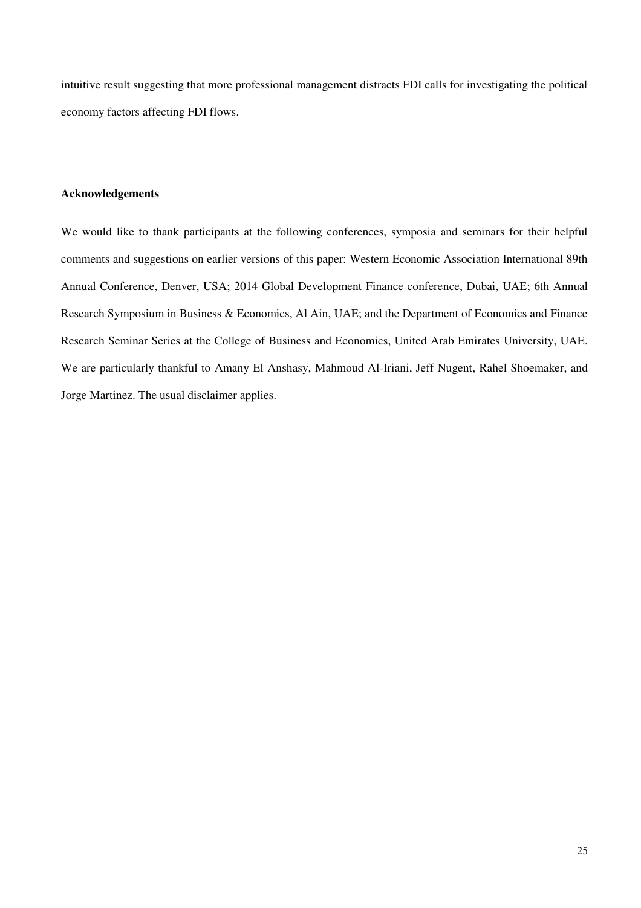intuitive result suggesting that more professional management distracts FDI calls for investigating the political economy factors affecting FDI flows.

### Acknowledgements

We would like to thank participants at the following conferences, symposia and seminars for their helpful comments and suggestions on earlier versions of this paper: Western Economic Association International 89th Annual Conference, Denver, USA; 2014 Global Development Finance conference, Dubai, UAE; 6th Annual Research Symposium in Business & Economics, Al Ain, UAE; and the Department of Economics and Finance Research Seminar Series at the College of Business and Economics, United Arab Emirates University, UAE. We are particularly thankful to Amany El Anshasy, Mahmoud Al-Iriani, Jeff Nugent, Rahel Shoemaker, and Jorge Martinez. The usual disclaimer applies.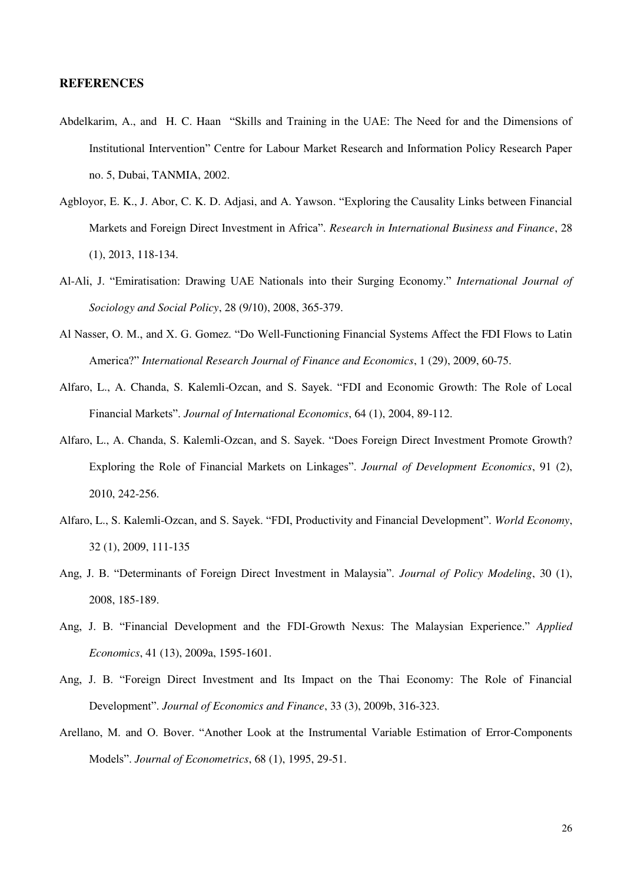## REFERENCES

Abdelkarim, A., and H. C. Haan "Skills and Training in the UAE: The Need for and the Dimensions of Institutional Intervention" Centre for Labour Market Research and Information Policy Research Paper no. 5, Dubai, TANMIA, 2002.

Agbloyor, E. K., J. Abor, C. K. D. Adjasi, and A. Yawson. "Exploring the Causality Links between Financial Markets and Foreign Direct Investment in Africa". *Research in International Business and Finance*, 28 (1), 2013, 118-134.

Al-Ali, J. "Emiratisation: Drawing UAE Nationals into their Surging Economy." *International Journal of Sociology and Social Policy*, 28 (9/10), 2008, 365-379.

Al Nasser, O. M., and X. G. Gomez. "Do Well-Functioning Financial Systems Affect the FDI Flows to Latin America?" *International Research Journal of Finance and Economics*, 1 (29), 2009, 60-75.

Alfaro, L., A. Chanda, S. Kalemli-Ozcan, and S. Sayek. "FDI and Economic Growth: The Role of Local Financial Markets". *Journal of International Economics*, 64 (1), 2004, 89-112.

Alfaro, L., A. Chanda, S. Kalemli-Ozcan, and S. Sayek. "Does Foreign Direct Investment Promote Growth? Exploring the Role of Financial Markets on Linkages". *Journal of Development Economics*, 91 (2), 2010, 242-256.

Alfaro, L., S. Kalemli-Ozcan, and S. Sayek. "FDI, Productivity and Financial Development". *World Economy*, 32 (1), 2009, 111-135

Ang, J. B. "Determinants of Foreign Direct Investment in Malaysia". *Journal of Policy Modeling*, 30 (1), 2008, 185-189.

Ang, J. B. "Financial Development and the FDI-Growth Nexus: The Malaysian Experience." *Applied Economics*, 41 (13), 2009a, 1595-1601.

Ang, J. B. "Foreign Direct Investment and Its Impact on the Thai Economy: The Role of Financial Development". *Journal of Economics and Finance*, 33 (3), 2009b, 316-323.

Arellano, M. and O. Bover. "Another Look at the Instrumental Variable Estimation of Error-Components Models". *Journal of Econometrics*, 68 (1), 1995, 29-51.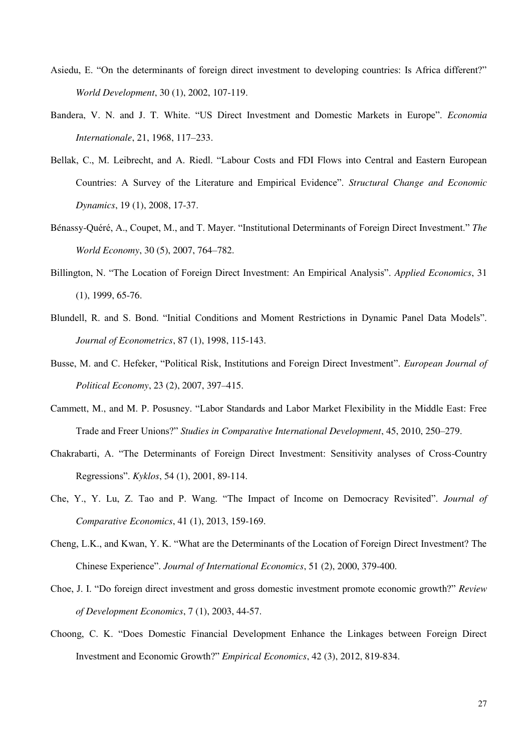Asiedu, E. "On the determinants of foreign direct investment to developing countries: Is Africa different?" *World Development*, 30 (1), 2002, 107-119.

Bandera, V. N. and J. T. White. "US Direct Investment and Domestic Markets in Europe". *Economia Internationale*, 21, 1968, 117–233.

Bellak, C., M. Leibrecht, and A. Riedl. "Labour Costs and FDI Flows into Central and Eastern European Countries: A Survey of the Literature and Empirical Evidence". *Structural Change and Economic Dynamics*, 19 (1), 2008, 17-37.

Bénassy-Quéré, A., Coupet, M., and T. Mayer. "Institutional Determinants of Foreign Direct Investment." *The World Economy*, 30 (5), 2007, 764–782.

Billington, N. "The Location of Foreign Direct Investment: An Empirical Analysis". *Applied Economics*, 31 (1), 1999, 65-76.

Blundell, R. and S. Bond. "Initial Conditions and Moment Restrictions in Dynamic Panel Data Models". *Journal of Econometrics*, 87 (1), 1998, 115-143.

Busse, M. and C. Hefeker, "Political Risk, Institutions and Foreign Direct Investment". *European Journal of Political Economy*, 23 (2), 2007, 397–415.

Cammett, M., and M. P. Posusney. "Labor Standards and Labor Market Flexibility in the Middle East: Free Trade and Freer Unions?" *Studies in Comparative International Development*, 45, 2010, 250–279.

Chakrabarti, A. "The Determinants of Foreign Direct Investment: Sensitivity analyses of Cross-Country Regressions". *Kyklos*, 54 (1), 2001, 89-114.

Che, Y., Y. Lu, Z. Tao and P. Wang. "The Impact of Income on Democracy Revisited". *Journal of Comparative Economics*, 41 (1), 2013, 159-169.

Cheng, L.K., and Kwan, Y. K. "What are the Determinants of the Location of Foreign Direct Investment? The Chinese Experience". *Journal of International Economics*, 51 (2), 2000, 379-400.

Choe, J. I. "Do foreign direct investment and gross domestic investment promote economic growth?" *Review of Development Economics*, 7 (1), 2003, 44-57.

Choong, C. K. "Does Domestic Financial Development Enhance the Linkages between Foreign Direct Investment and Economic Growth?" *Empirical Economics*, 42 (3), 2012, 819-834.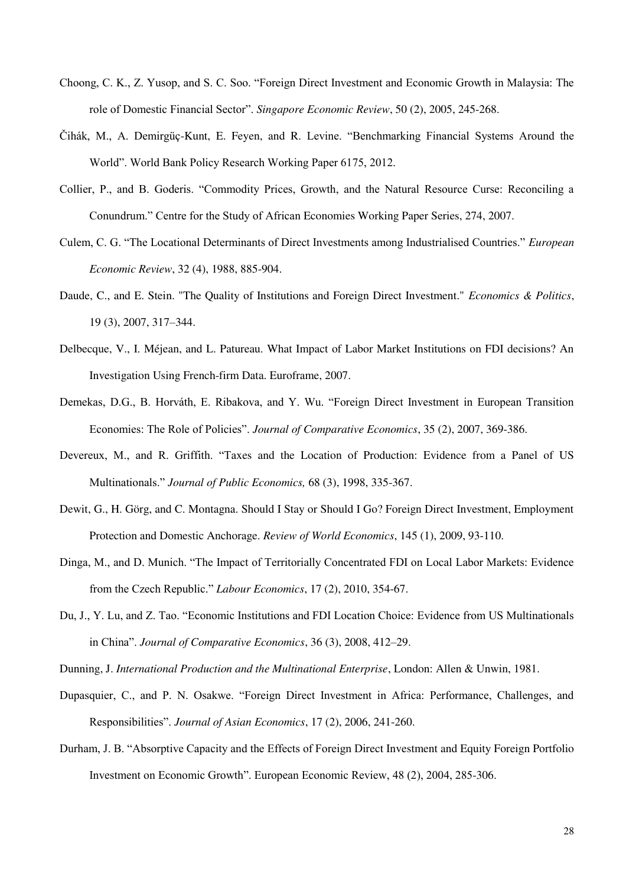Choong, C. K., Z. Yusop, and S. C. Soo. "Foreign Direct Investment and Economic Growth in Malaysia: The role of Domestic Financial Sector". *Singapore Economic Review*, 50 (2), 2005, 245-268.

Čihák, M., A. Demirgüç-Kunt, E. Feyen, and R. Levine. "Benchmarking Financial Systems Around the World". World Bank Policy Research Working Paper 6175, 2012.

Collier, P., and B. Goderis. "Commodity Prices, Growth, and the Natural Resource Curse: Reconciling a Conundrum." Centre for the Study of African Economies Working Paper Series, 274, 2007.

Culem, C. G. "The Locational Determinants of Direct Investments among Industrialised Countries." *European Economic Review*, 32 (4), 1988, 885-904.

Daude, C., and E. Stein. "The Quality of Institutions and Foreign Direct Investment." *Economics & Politics*, 19 (3), 2007, 317–344.

Delbecque, V., I. Méjean, and L. Patureau. What Impact of Labor Market Institutions on FDI decisions? An Investigation Using French-firm Data. Euroframe, 2007.

Demekas, D.G., B. Horváth, E. Ribakova, and Y. Wu. "Foreign Direct Investment in European Transition Economies: The Role of Policies". *Journal of Comparative Economics*, 35 (2), 2007, 369-386.

Devereux, M., and R. Griffith. "Taxes and the Location of Production: Evidence from a Panel of US Multinationals." *Journal of Public Economics,* 68 (3), 1998, 335-367.

Dewit, G., H. Görg, and C. Montagna. Should I Stay or Should I Go? Foreign Direct Investment, Employment Protection and Domestic Anchorage. *Review of World Economics*, 145 (1), 2009, 93-110.

Dinga, M., and D. Munich. "The Impact of Territorially Concentrated FDI on Local Labor Markets: Evidence from the Czech Republic." *Labour Economics*, 17 (2), 2010, 354-67.

Du, J., Y. Lu, and Z. Tao. "Economic Institutions and FDI Location Choice: Evidence from US Multinationals in China". *Journal of Comparative Economics*, 36 (3), 2008, 412–29.

Dunning, J. *International Production and the Multinational Enterprise*, London: Allen & Unwin, 1981.

Dupasquier, C., and P. N. Osakwe. "Foreign Direct Investment in Africa: Performance, Challenges, and Responsibilities". *Journal of Asian Economics*, 17 (2), 2006, 241-260.

Durham, J. B. "Absorptive Capacity and the Effects of Foreign Direct Investment and Equity Foreign Portfolio Investment on Economic Growth". European Economic Review, 48 (2), 2004, 285-306.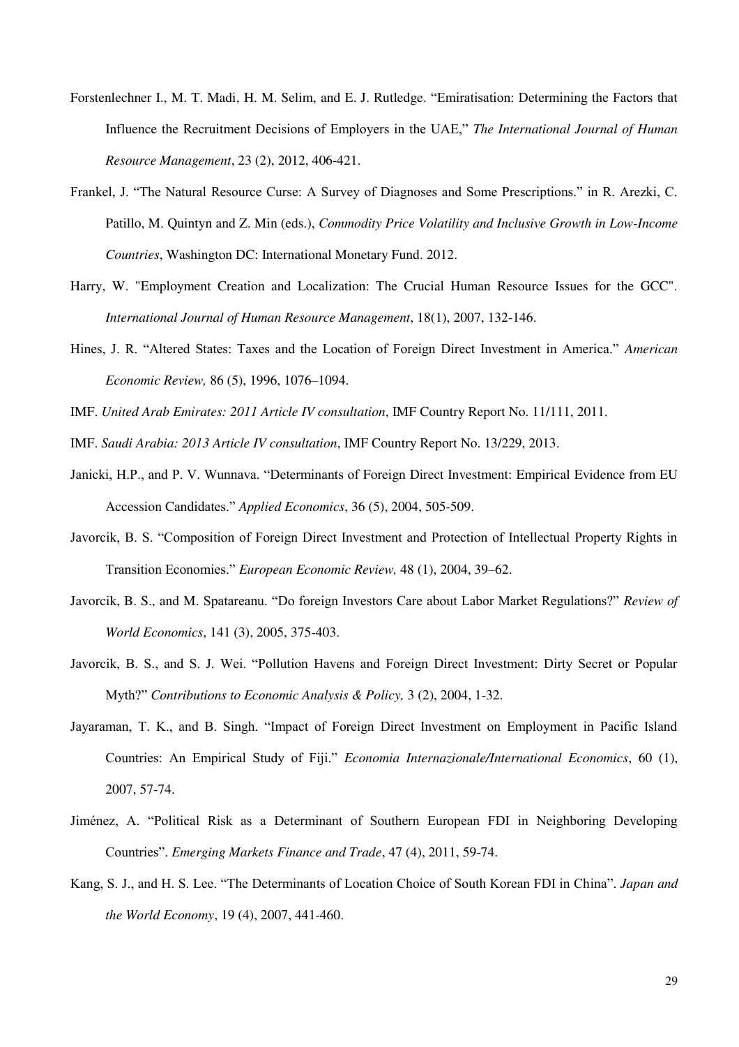Forstenlechner I., M. T. Madi, H. M. Selim, and E. J. Rutledge. "Emiratisation: Determining the Factors that Influence the Recruitment Decisions of Employers in the UAE," *The International Journal of Human Resource Management*, 23 (2), 2012, 406-421.

Frankel, J. "The Natural Resource Curse: A Survey of Diagnoses and Some Prescriptions." in R. Arezki, C. Patillo, M. Quintyn and Z. Min (eds.), *Commodity Price Volatility and Inclusive Growth in Low-Income Countries*, Washington DC: International Monetary Fund. 2012.

Harry, W. "Employment Creation and Localization: The Crucial Human Resource Issues for the GCC". *International Journal of Human Resource Management*, 18(1), 2007, 132-146.

Hines, J. R. "Altered States: Taxes and the Location of Foreign Direct Investment in America." *American Economic Review,* 86 (5), 1996, 1076–1094.

IMF. *United Arab Emirates: 2011 Article IV consultation*, IMF Country Report No. 11/111, 2011.

IMF. *Saudi Arabia: 2013 Article IV consultation*, IMF Country Report No. 13/229, 2013.

Janicki, H.P., and P. V. Wunnava. "Determinants of Foreign Direct Investment: Empirical Evidence from EU Accession Candidates." *Applied Economics*, 36 (5), 2004, 505-509.

Javorcik, B. S. "Composition of Foreign Direct Investment and Protection of Intellectual Property Rights in Transition Economies." *European Economic Review,* 48 (1), 2004, 39–62.

Javorcik, B. S., and M. Spatareanu. "Do foreign Investors Care about Labor Market Regulations?" *Review of World Economics*, 141 (3), 2005, 375-403.

Javorcik, B. S., and S. J. Wei. "Pollution Havens and Foreign Direct Investment: Dirty Secret or Popular Myth?" *Contributions to Economic Analysis & Policy,* 3 (2), 2004, 1-32.

Jayaraman, T. K., and B. Singh. "Impact of Foreign Direct Investment on Employment in Pacific Island Countries: An Empirical Study of Fiji." *Economia Internazionale/International Economics*, 60 (1), 2007, 57-74.

Jiménez, A. "Political Risk as a Determinant of Southern European FDI in Neighboring Developing Countries". *Emerging Markets Finance and Trade*, 47 (4), 2011, 59-74.

Kang, S. J., and H. S. Lee. "The Determinants of Location Choice of South Korean FDI in China". *Japan and the World Economy*, 19 (4), 2007, 441-460.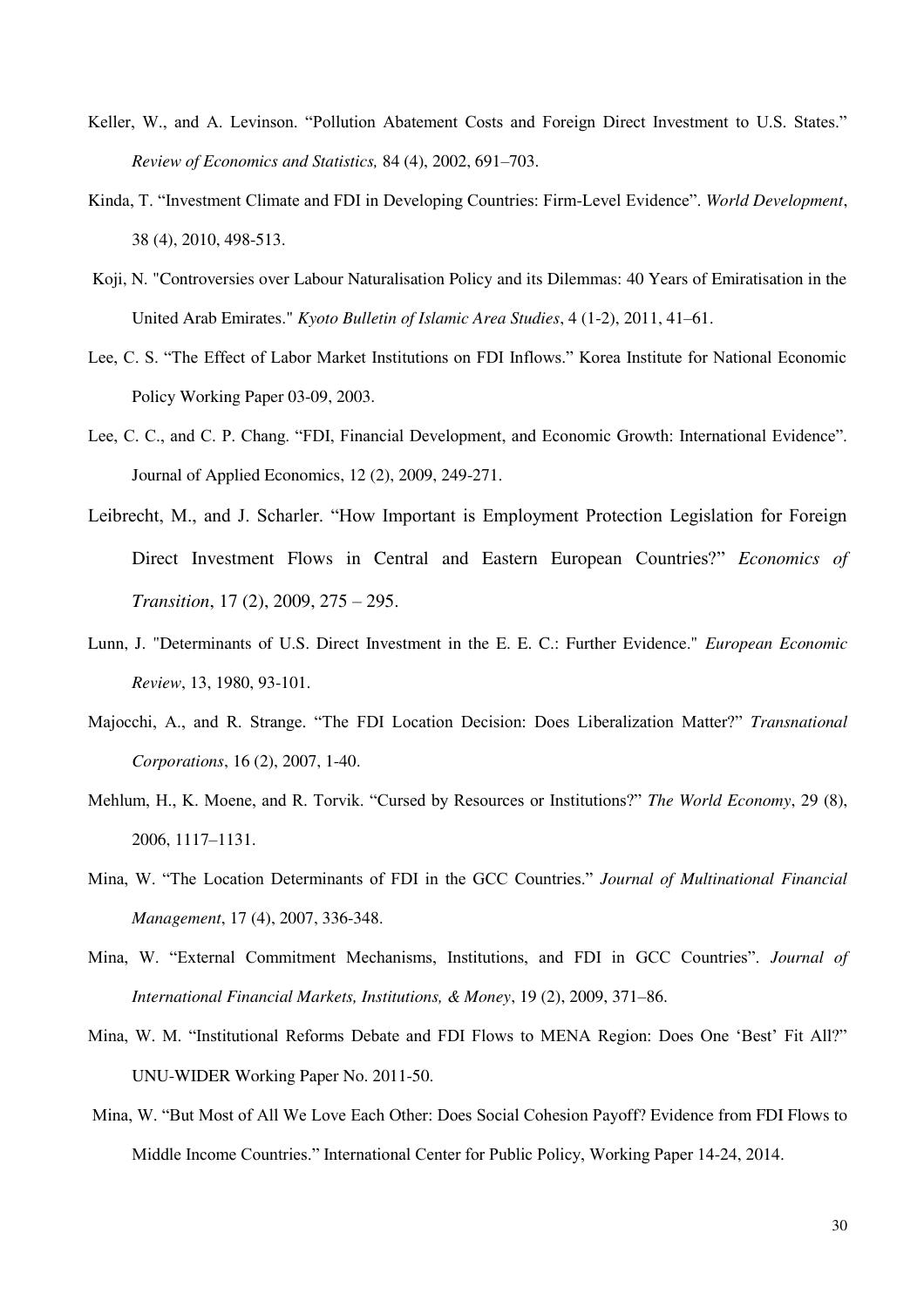Keller, W., and A. Levinson. "Pollution Abatement Costs and Foreign Direct Investment to U.S. States." *Review of Economics and Statistics,* 84 (4), 2002, 691–703.

Kinda, T. "Investment Climate and FDI in Developing Countries: Firm-Level Evidence". *World Development*, 38 (4), 2010, 498-513.

Koji, N. "Controversies over Labour Naturalisation Policy and its Dilemmas: 40 Years of Emiratisation in the United Arab Emirates." *Kyoto Bulletin of Islamic Area Studies*, 4 (1-2), 2011, 41–61.

Lee, C. S. "The Effect of Labor Market Institutions on FDI Inflows." Korea Institute for National Economic Policy Working Paper 03-09, 2003.

Lee, C. C., and C. P. Chang. "FDI, Financial Development, and Economic Growth: International Evidence". Journal of Applied Economics, 12 (2), 2009, 249-271.

Leibrecht, M., and J. Scharler. "How Important is Employment Protection Legislation for Foreign Direct Investment Flows in Central and Eastern European Countries?" *Economics of Transition*, 17 (2), 2009, 275 – 295.

Lunn, J. "Determinants of U.S. Direct Investment in the E. E. C.: Further Evidence." *European Economic Review*, 13, 1980, 93-101.

Majocchi, A., and R. Strange. "The FDI Location Decision: Does Liberalization Matter?" *Transnational Corporations*, 16 (2), 2007, 1-40.

Mehlum, H., K. Moene, and R. Torvik. "Cursed by Resources or Institutions?" *The World Economy*, 29 (8), 2006, 1117–1131.

Mina, W. "The Location Determinants of FDI in the GCC Countries." *Journal of Multinational Financial Management*, 17 (4), 2007, 336-348.

Mina, W. "External Commitment Mechanisms, Institutions, and FDI in GCC Countries". *Journal of International Financial Markets, Institutions, & Money*, 19 (2), 2009, 371–86.

Mina, W. M. "Institutional Reforms Debate and FDI Flows to MENA Region: Does One 'Best' Fit All?" UNU-WIDER Working Paper No. 2011-50.

Mina, W. "But Most of All We Love Each Other: Does Social Cohesion Payoff? Evidence from FDI Flows to Middle Income Countries." International Center for Public Policy, Working Paper 14-24, 2014.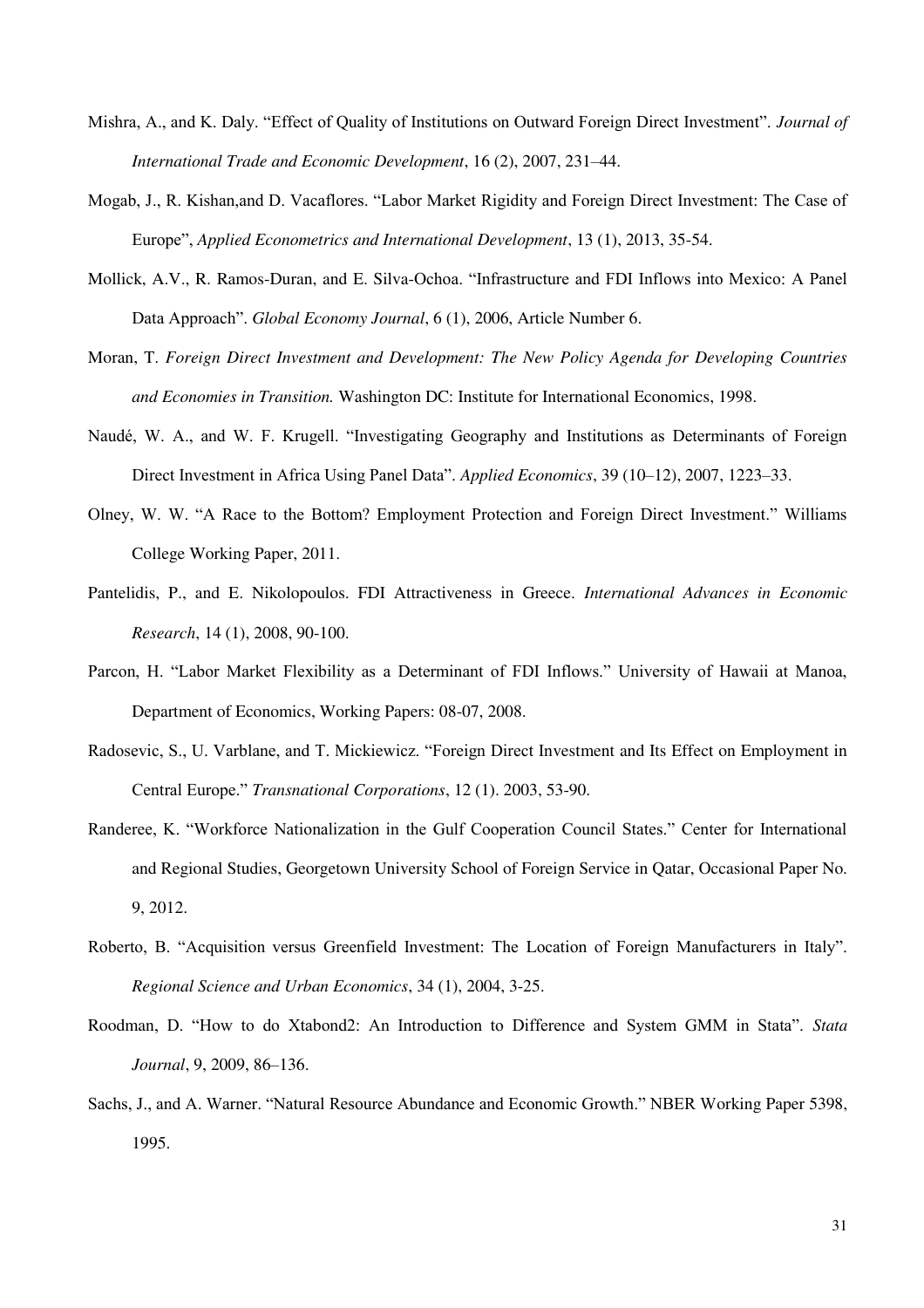Mishra, A., and K. Daly. "Effect of Quality of Institutions on Outward Foreign Direct Investment". *Journal of International Trade and Economic Development*, 16 (2), 2007, 231–44.

Mogab, J., R. Kishan,and D. Vacaflores. "Labor Market Rigidity and Foreign Direct Investment: The Case of Europe", *Applied Econometrics and International Development*, 13 (1), 2013, 35-54.

Mollick, A.V., R. Ramos-Duran, and E. Silva-Ochoa. "Infrastructure and FDI Inflows into Mexico: A Panel Data Approach". *Global Economy Journal*, 6 (1), 2006, Article Number 6.

Moran, T. *Foreign Direct Investment and Development: The New Policy Agenda for Developing Countries and Economies in Transition.* Washington DC: Institute for International Economics, 1998.

Naudé, W. A., and W. F. Krugell. "Investigating Geography and Institutions as Determinants of Foreign Direct Investment in Africa Using Panel Data". *Applied Economics*, 39 (10–12), 2007, 1223–33.

Olney, W. W. "A Race to the Bottom? Employment Protection and Foreign Direct Investment." Williams College Working Paper, 2011.

Pantelidis, P., and E. Nikolopoulos. FDI Attractiveness in Greece. *International Advances in Economic Research*, 14 (1), 2008, 90-100.

Parcon, H. "Labor Market Flexibility as a Determinant of FDI Inflows." University of Hawaii at Manoa, Department of Economics, Working Papers: 08-07, 2008.

Radosevic, S., U. Varblane, and T. Mickiewicz. "Foreign Direct Investment and Its Effect on Employment in Central Europe." *Transnational Corporations*, 12 (1). 2003, 53-90.

Randeree, K. "Workforce Nationalization in the Gulf Cooperation Council States." Center for International and Regional Studies, Georgetown University School of Foreign Service in Qatar, Occasional Paper No. 9, 2012.

Roberto, B. "Acquisition versus Greenfield Investment: The Location of Foreign Manufacturers in Italy". *Regional Science and Urban Economics*, 34 (1), 2004, 3-25.

Roodman, D. "How to do Xtabond2: An Introduction to Difference and System GMM in Stata". *Stata Journal*, 9, 2009, 86–136.

Sachs, J., and A. Warner. "Natural Resource Abundance and Economic Growth." NBER Working Paper 5398, 1995.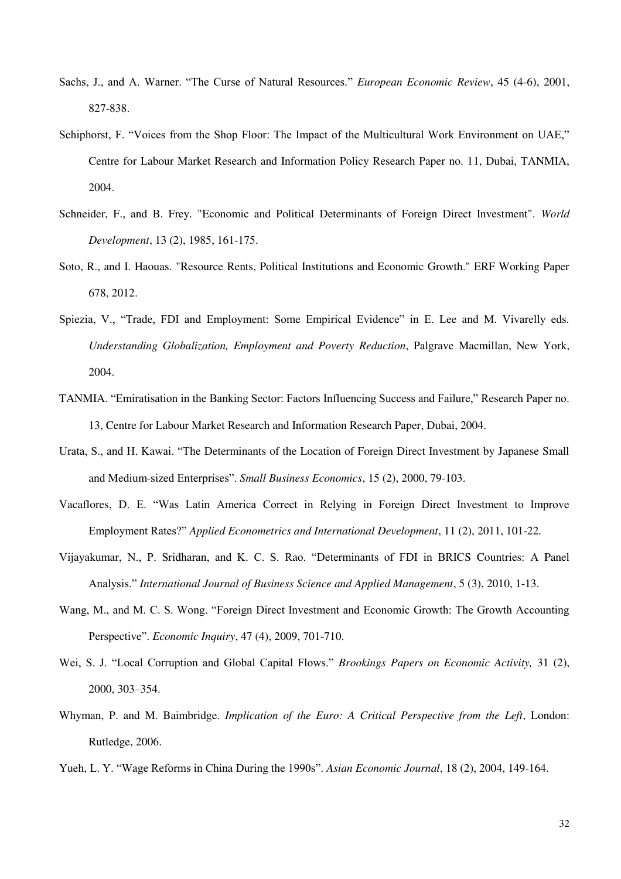Sachs, J., and A. Warner. "The Curse of Natural Resources." *European Economic Review*, 45 (4-6), 2001, 827-838.

Schiphorst, F. "Voices from the Shop Floor: The Impact of the Multicultural Work Environment on UAE," Centre for Labour Market Research and Information Policy Research Paper no. 11, Dubai, TANMIA, 2004.

Schneider, F., and B. Frey. "Economic and Political Determinants of Foreign Direct Investment". *World Development*, 13 (2), 1985, 161-175.

Soto, R., and I. Haouas. "Resource Rents, Political Institutions and Economic Growth." ERF Working Paper 678, 2012.

Spiezia, V., "Trade, FDI and Employment: Some Empirical Evidence" in E. Lee and M. Vivarelly eds. *Understanding Globalization, Employment and Poverty Reduction*, Palgrave Macmillan, New York, 2004.

TANMIA. "Emiratisation in the Banking Sector: Factors Influencing Success and Failure," Research Paper no. 13, Centre for Labour Market Research and Information Research Paper, Dubai, 2004.

Urata, S., and H. Kawai. "The Determinants of the Location of Foreign Direct Investment by Japanese Small and Medium-sized Enterprises". *Small Business Economics*, 15 (2), 2000, 79-103.

Vacaflores, D. E. "Was Latin America Correct in Relying in Foreign Direct Investment to Improve Employment Rates?" *Applied Econometrics and International Development*, 11 (2), 2011, 101-22.

Vijayakumar, N., P. Sridharan, and K. C. S. Rao. "Determinants of FDI in BRICS Countries: A Panel Analysis." *International Journal of Business Science and Applied Management*, 5 (3), 2010, 1-13.

Wang, M., and M. C. S. Wong. "Foreign Direct Investment and Economic Growth: The Growth Accounting Perspective". *Economic Inquiry*, 47 (4), 2009, 701-710.

Wei, S. J. "Local Corruption and Global Capital Flows." *Brookings Papers on Economic Activity,* 31 (2), 2000, 303–354.

Whyman, P. and M. Baimbridge. *Implication of the Euro: A Critical Perspective from the Left*, London: Rutledge, 2006.

Yueh, L. Y. "Wage Reforms in China During the 1990s". *Asian Economic Journal*, 18 (2), 2004, 149-164.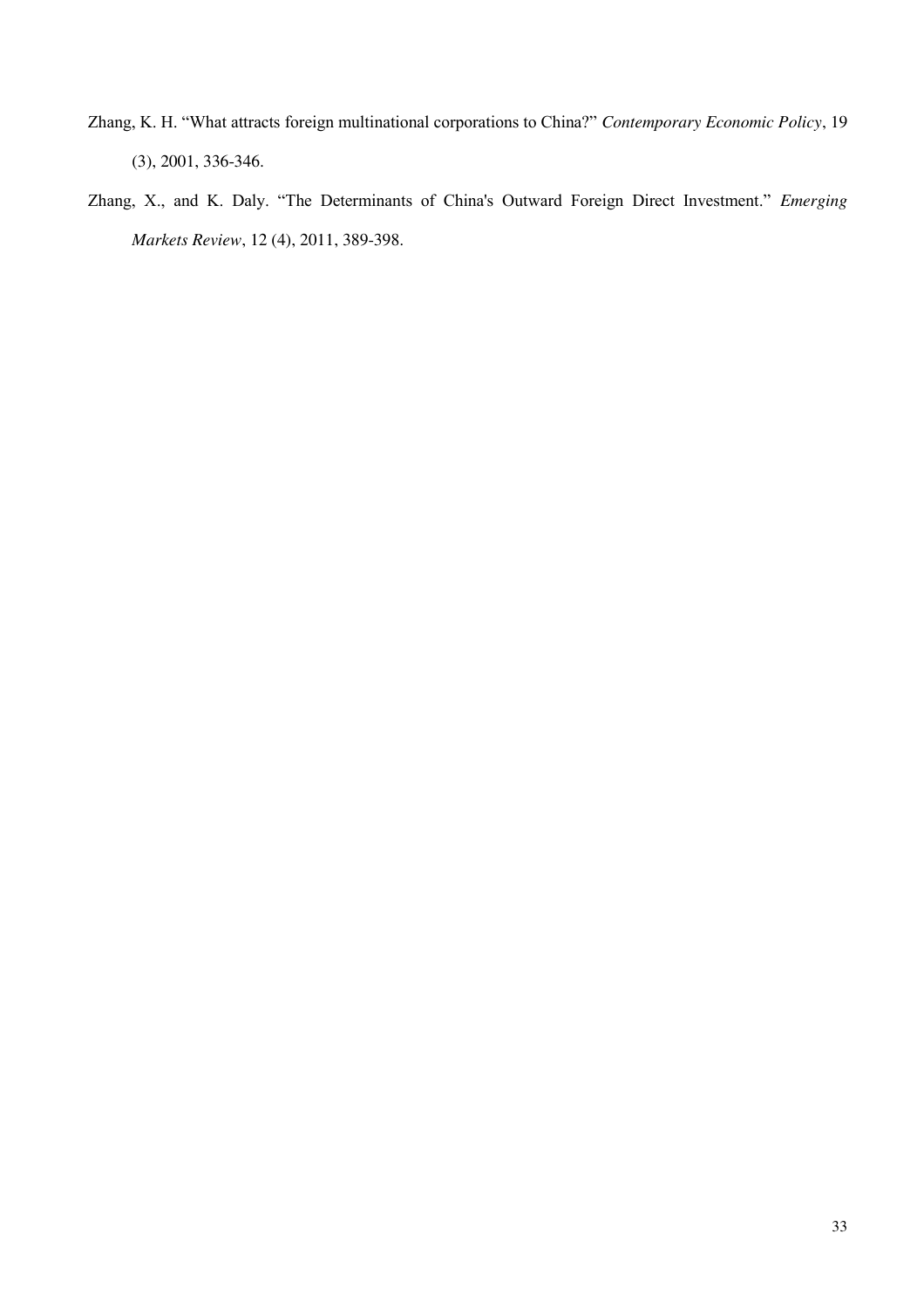Zhang, K. H. "What attracts foreign multinational corporations to China?" *Contemporary Economic Policy*, 19 (3), 2001, 336-346.

Zhang, X., and K. Daly. "The Determinants of China's Outward Foreign Direct Investment." *Emerging Markets Review*, 12 (4), 2011, 389-398.